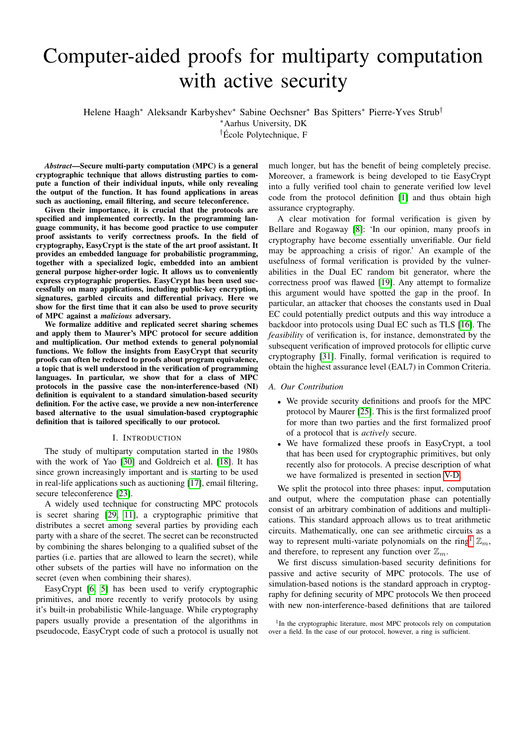# Computer-aided proofs for multiparty computation with active security

Helene Haagh[*] Aleksandr Karbyshev[*] Sabine Oechsner[*] Bas Spitters[*] Pierre-Yves Strub[†]

[*]Aarhus University, DK

[†]École Polytechnique, F

***Abstract*—Secure multi-party computation (MPC) is a general cryptographic technique that allows distrusting parties to compute a function of their individual inputs, while only revealing the output of the function. It has found applications in areas such as auctioning, email filtering, and secure teleconference.**

**Given their importance, it is crucial that the protocols are specified and implemented correctly. In the programming language community, it has become good practice to use computer proof assistants to verify correctness proofs. In the field of cryptography, EasyCrypt is the state of the art proof assistant. It provides an embedded language for probabilistic programming, together with a specialized logic, embedded into an ambient general purpose higher-order logic. It allows us to conveniently express cryptographic properties. EasyCrypt has been used successfully on many applications, including public-key encryption, signatures, garbled circuits and differential privacy. Here we show for the first time that it can also be used to prove security of MPC against a *malicious* adversary.**

**We formalize additive and replicated secret sharing schemes and apply them to Maurer's MPC protocol for secure addition and multiplication. Our method extends to general polynomial functions. We follow the insights from EasyCrypt that security proofs can often be reduced to proofs about program equivalence, a topic that is well understood in the verification of programming languages. In particular, we show that for a class of MPC protocols in the passive case the non-interference-based (NI) definition is equivalent to a standard simulation-based security definition. For the active case, we provide a new non-interference based alternative to the usual simulation-based cryptographic definition that is tailored specifically to our protocol.**

## I. Introduction

The study of multiparty computation started in the 1980s with the work of Yao [30] and Goldreich et al. [18]. It has since grown increasingly important and is starting to be used in real-life applications such as auctioning [17], email filtering, secure teleconference [23].

A widely used technique for constructing MPC protocols is secret sharing [29, 11], a cryptographic primitive that distributes a secret among several parties by providing each party with a share of the secret. The secret can be reconstructed by combining the shares belonging to a qualified subset of the parties (i.e. parties that are allowed to learn the secret), while other subsets of the parties will have no information on the secret (even when combining their shares).

EasyCrypt [6, 5] has been used to verify cryptographic primitives, and more recently to verify protocols by using it's built-in probabilistic While-language. While cryptography papers usually provide a presentation of the algorithms in pseudocode, EasyCrypt code of such a protocol is usually not much longer, but has the benefit of being completely precise. Moreover, a framework is being developed to tie EasyCrypt into a fully verified tool chain to generate verified low level code from the protocol definition [1] and thus obtain high assurance cryptography.

A clear motivation for formal verification is given by Bellare and Rogaway [8]: 'In our opinion, many proofs in cryptography have become essentially unverifiable. Our field may be approaching a crisis of rigor.' An example of the usefulness of formal verification is provided by the vulnerabilities in the Dual EC random bit generator, where the correctness proof was flawed [19]. Any attempt to formalize this argument would have spotted the gap in the proof. In particular, an attacker that chooses the constants used in Dual EC could potentially predict outputs and this way introduce a backdoor into protocols using Dual EC such as TLS [16]. The *feasibility* of verification is, for instance, demonstrated by the subsequent verification of improved protocols for elliptic curve cryptography [31]. Finally, formal verification is required to obtain the highest assurance level (EAL7) in Common Criteria.

### A. Our Contribution

- We provide security definitions and proofs for the MPC protocol by Maurer [25]. This is the first formalized proof for more than two parties and the first formalized proof of a protocol that is *actively* secure.
- We have formalized these proofs in EasyCrypt, a tool that has been used for cryptographic primitives, but only recently also for protocols. A precise description of what we have formalized is presented in section V-D.

We split the protocol into three phases: input, computation and output, where the computation phase can potentially consist of an arbitrary combination of additions and multiplications. This standard approach allows us to treat arithmetic circuits. Mathematically, one can see arithmetic circuits as a way to represent multi-variate polynomials on the ring[1] $\mathbb{Z}_m$, and therefore, to represent any function over $\mathbb{Z}_m$.

We first discuss simulation-based security definitions for passive and active security of MPC protocols. The use of simulation-based notions is the standard approach in cryptography for defining security of MPC protocols We then proceed with new non-interference-based definitions that are tailored

[1]In the cryptographic literature, most MPC protocols rely on computation over a field. In the case of our protocol, however, a ring is sufficient.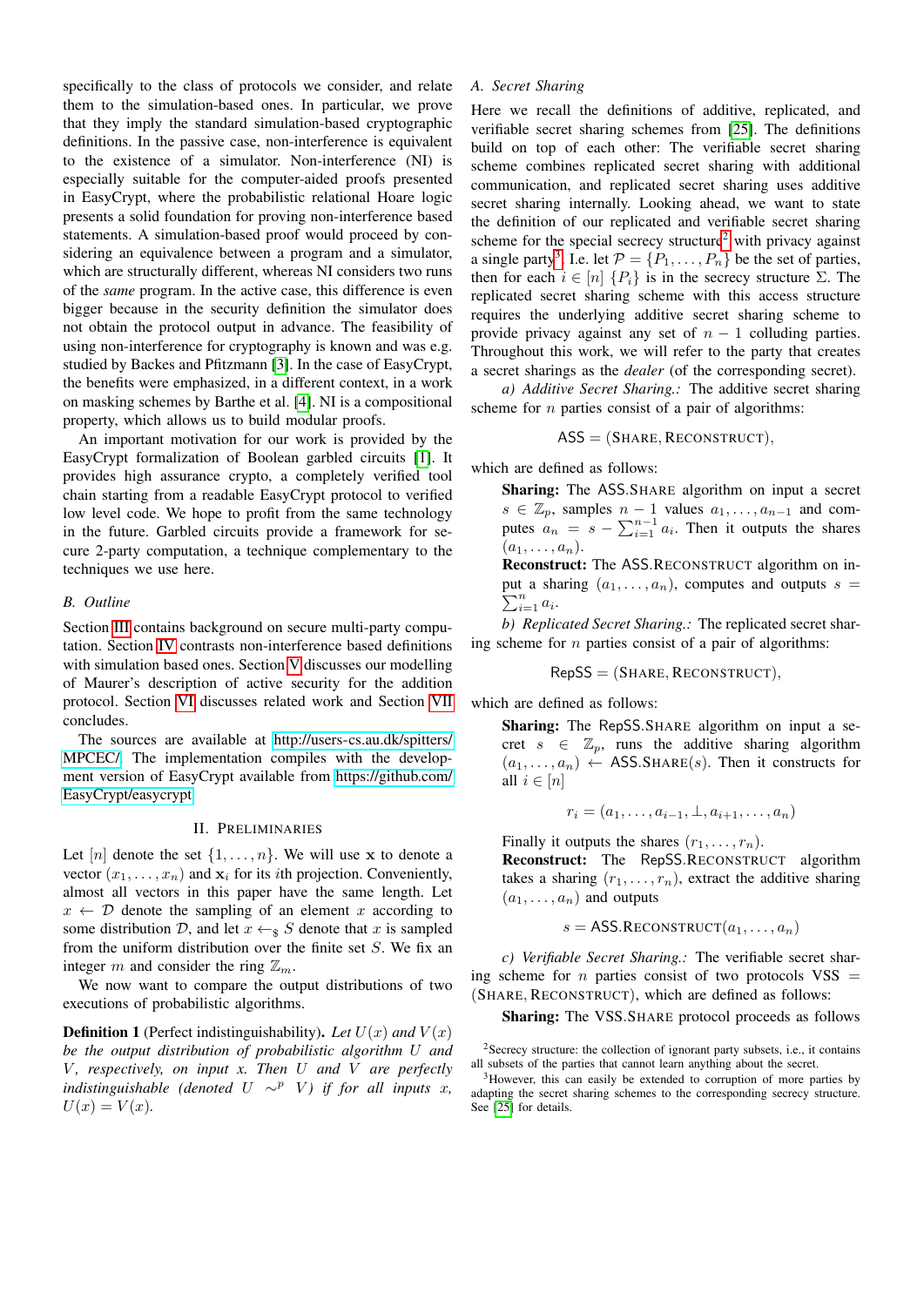specifically to the class of protocols we consider, and relate them to the simulation-based ones. In particular, we prove that they imply the standard simulation-based cryptographic definitions. In the passive case, non-interference is equivalent to the existence of a simulator. Non-interference (NI) is especially suitable for the computer-aided proofs presented in EasyCrypt, where the probabilistic relational Hoare logic presents a solid foundation for proving non-interference based statements. A simulation-based proof would proceed by considering an equivalence between a program and a simulator, which are structurally different, whereas NI considers two runs of the *same* program. In the active case, this difference is even bigger because in the security definition the simulator does not obtain the protocol output in advance. The feasibility of using non-interference for cryptography is known and was e.g. studied by Backes and Pfitzmann [3]. In the case of EasyCrypt, the benefits were emphasized, in a different context, in a work on masking schemes by Barthe et al. [4]. NI is a compositional property, which allows us to build modular proofs.

An important motivation for our work is provided by the EasyCrypt formalization of Boolean garbled circuits [1]. It provides high assurance crypto, a completely verified tool chain starting from a readable EasyCrypt protocol to verified low level code. We hope to profit from the same technology in the future. Garbled circuits provide a framework for secure 2-party computation, a technique complementary to the techniques we use here.

## B. Outline

Section III contains background on secure multi-party computation. Section IV contrasts non-interference based definitions with simulation based ones. Section V discusses our modelling of Maurer's description of active security for the addition protocol. Section VI discusses related work and Section VII concludes.

The sources are available at http://users-cs.au.dk/spitters/MPCEC/. The implementation compiles with the development version of EasyCrypt available from https://github.com/EasyCrypt/easycrypt.

# II. Preliminaries

Let $[n]$ denote the set $\{1, \ldots, n\}$. We will use $\mathbf{x}$ to denote a vector $(x_1, \ldots, x_n)$ and $\mathbf{x}_i$ for its $i$th projection. Conveniently, almost all vectors in this paper have the same length. Let $x \leftarrow \mathcal{D}$ denote the sampling of an element $x$ according to some distribution $\mathcal{D}$, and let $x \leftarrow_{\$} S$ denote that $x$ is sampled from the uniform distribution over the finite set $S$. We fix an integer $m$ and consider the ring $\mathbb{Z}_m$.

We now want to compare the output distributions of two executions of probabilistic algorithms.

**Definition 1** (Perfect indistinguishability). *Let $U(x)$ and $V(x)$ be the output distribution of probabilistic algorithm $U$ and $V$, respectively, on input $x$. Then $U$ and $V$ are perfectly indistinguishable (denoted $U \sim^p V$) if for all inputs $x$, $U(x) = V(x)$.*

## A. Secret Sharing

Here we recall the definitions of additive, replicated, and verifiable secret sharing schemes from [25]. The definitions build on top of each other: The verifiable secret sharing scheme combines replicated secret sharing with additional communication, and replicated secret sharing uses additive secret sharing internally. Looking ahead, we want to state the definition of our replicated and verifiable secret sharing scheme for the special secrecy structure[2] with privacy against a single party[3]. I.e. let $\mathcal{P} = \{P_1, \ldots, P_n\}$ be the set of parties, then for each $i \in [n]$ $\{P_i\}$ is in the secrecy structure $\Sigma$. The replicated secret sharing scheme with this access structure requires the underlying additive secret sharing scheme to provide privacy against any set of $n-1$ colluding parties. Throughout this work, we will refer to the party that creates a secret sharings as the *dealer* (of the corresponding secret).

*a) Additive Secret Sharing.:* The additive secret sharing scheme for $n$ parties consist of a pair of algorithms:

$$\mathsf{ASS} = (\textsc{Share}, \textsc{Reconstruct}),$$

which are defined as follows:

**Sharing:** The $\mathsf{ASS}.\textsc{Share}$ algorithm on input a secret $s \in \mathbb{Z}_p$, samples $n-1$ values $a_1, \ldots, a_{n-1}$ and computes $a_n = s - \sum_{i=1}^{n-1} a_i$. Then it outputs the shares $(a_1, \ldots, a_n)$.
**Reconstruct:** The $\mathsf{ASS}.\textsc{Reconstruct}$ algorithm on input a sharing $(a_1, \ldots, a_n)$, computes and outputs $s = \sum_{i=1}^{n} a_i$.

*b) Replicated Secret Sharing.:* The replicated secret sharing scheme for $n$ parties consist of a pair of algorithms:

$$\mathsf{RepSS} = (\textsc{Share}, \textsc{Reconstruct}),$$

which are defined as follows:

**Sharing:** The $\mathsf{RepSS}.\textsc{Share}$ algorithm on input a secret $s \in \mathbb{Z}_p$, runs the additive sharing algorithm $(a_1, \ldots, a_n) \leftarrow \mathsf{ASS}.\textsc{Share}(s)$. Then it constructs for all $i \in [n]$

$$r_i = (a_1, \ldots, a_{i-1}, \bot, a_{i+1}, \ldots, a_n)$$

Finally it outputs the shares $(r_1, \ldots, r_n)$.
**Reconstruct:** The $\mathsf{RepSS}.\textsc{Reconstruct}$ algorithm takes a sharing $(r_1, \ldots, r_n)$, extract the additive sharing $(a_1, \ldots, a_n)$ and outputs

$$s = \mathsf{ASS}.\textsc{Reconstruct}(a_1, \ldots, a_n)$$

*c) Verifiable Secret Sharing.:* The verifiable secret sharing scheme for $n$ parties consist of two protocols $\mathsf{VSS} = (\textsc{Share}, \textsc{Reconstruct})$, which are defined as follows:

**Sharing:** The $\mathsf{VSS}.\textsc{Share}$ protocol proceeds as follows

[2] Secrecy structure: the collection of ignorant party subsets, i.e., it contains all subsets of the parties that cannot learn anything about the secret.

[3] However, this can easily be extended to corruption of more parties by adapting the secret sharing schemes to the corresponding secrecy structure. See [25] for details.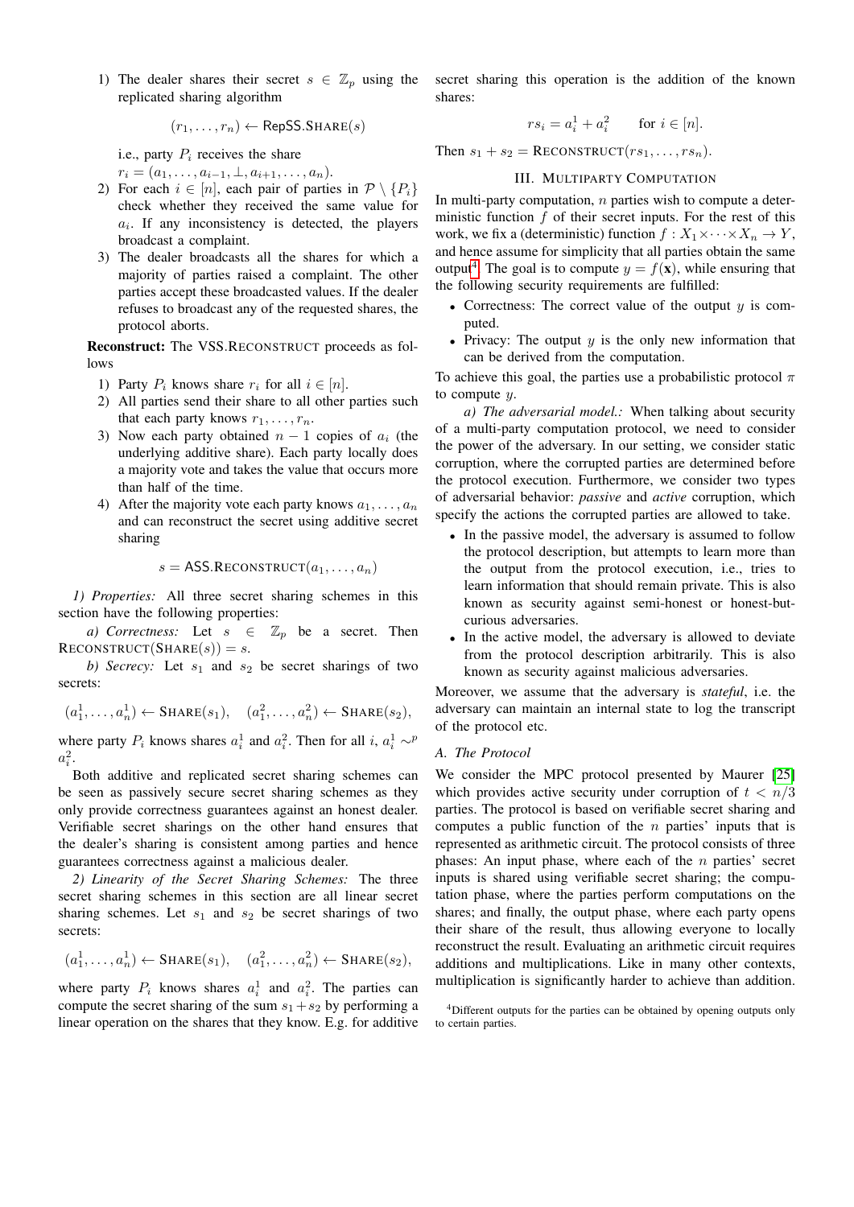1) The dealer shares their secret $s \in \mathbb{Z}_p$ using the replicated sharing algorithm

$$(r_1, \ldots, r_n) \leftarrow \mathsf{RepSS}.\textsc{Share}(s)$$

i.e., party $P_i$ receives the share $r_i = (a_1, \ldots, a_{i-1}, \perp, a_{i+1}, \ldots, a_n)$.

2) For each $i \in [n]$, each pair of parties in $\mathcal{P} \setminus \{P_i\}$ check whether they received the same value for $a_i$. If any inconsistency is detected, the players broadcast a complaint.

3) The dealer broadcasts all the shares for which a majority of parties raised a complaint. The other parties accept these broadcasted values. If the dealer refuses to broadcast any of the requested shares, the protocol aborts.

**Reconstruct:** The VSS.$\textsc{Reconstruct}$ proceeds as follows

1) Party $P_i$ knows share $r_i$ for all $i \in [n]$.
2) All parties send their share to all other parties such that each party knows $r_1, \ldots, r_n$.
3) Now each party obtained $n-1$ copies of $a_i$ (the underlying additive share). Each party locally does a majority vote and takes the value that occurs more than half of the time.
4) After the majority vote each party knows $a_1, \ldots, a_n$ and can reconstruct the secret using additive secret sharing

$$s = \mathsf{ASS}.\textsc{Reconstruct}(a_1, \ldots, a_n)$$

*1) Properties:* All three secret sharing schemes in this section have the following properties:

*a) Correctness:* Let $s \in \mathbb{Z}_p$ be a secret. Then $\textsc{Reconstruct}(\textsc{Share}(s)) = s$.

*b) Secrecy:* Let $s_1$ and $s_2$ be secret sharings of two secrets:

$$(a_1^1, \ldots, a_n^1) \leftarrow \textsc{Share}(s_1), \quad (a_1^2, \ldots, a_n^2) \leftarrow \textsc{Share}(s_2),$$

where party $P_i$ knows shares $a_i^1$ and $a_i^2$. Then for all $i$, $a_i^1 \sim^p a_i^2$.

Both additive and replicated secret sharing schemes can be seen as passively secure secret sharing schemes as they only provide correctness guarantees against an honest dealer. Verifiable secret sharings on the other hand ensures that the dealer's sharing is consistent among parties and hence guarantees correctness against a malicious dealer.

*2) Linearity of the Secret Sharing Schemes:* The three secret sharing schemes in this section are all linear secret sharing schemes. Let $s_1$ and $s_2$ be secret sharings of two secrets:

$$(a_1^1, \ldots, a_n^1) \leftarrow \textsc{Share}(s_1), \quad (a_1^2, \ldots, a_n^2) \leftarrow \textsc{Share}(s_2),$$

where party $P_i$ knows shares $a_i^1$ and $a_i^2$. The parties can compute the secret sharing of the sum $s_1 + s_2$ by performing a linear operation on the shares that they know. E.g. for additive secret sharing this operation is the addition of the known shares:

$$rs_i = a_i^1 + a_i^2 \qquad \text{for } i \in [n].$$

Then $s_1 + s_2 = \textsc{Reconstruct}(rs_1, \ldots, rs_n)$.

# III. Multiparty Computation

In multi-party computation, $n$ parties wish to compute a deterministic function $f$ of their secret inputs. For the rest of this work, we fix a (deterministic) function $f : X_1 \times \cdots \times X_n \to Y$, and hence assume for simplicity that all parties obtain the same output[4]. The goal is to compute $y = f(\mathbf{x})$, while ensuring that the following security requirements are fulfilled:

- Correctness: The correct value of the output $y$ is computed.
- Privacy: The output $y$ is the only new information that can be derived from the computation.

To achieve this goal, the parties use a probabilistic protocol $\pi$ to compute $y$.

*a) The adversarial model.:* When talking about security of a multi-party computation protocol, we need to consider the power of the adversary. In our setting, we consider static corruption, where the corrupted parties are determined before the protocol execution. Furthermore, we consider two types of adversarial behavior: *passive* and *active* corruption, which specify the actions the corrupted parties are allowed to take.

- In the passive model, the adversary is assumed to follow the protocol description, but attempts to learn more than the output from the protocol execution, i.e., tries to learn information that should remain private. This is also known as security against semi-honest or honest-but-curious adversaries.
- In the active model, the adversary is allowed to deviate from the protocol description arbitrarily. This is also known as security against malicious adversaries.

Moreover, we assume that the adversary is *stateful*, i.e. the adversary can maintain an internal state to log the transcript of the protocol etc.

## A. The Protocol

We consider the MPC protocol presented by Maurer [25] which provides active security under corruption of $t < n/3$ parties. The protocol is based on verifiable secret sharing and computes a public function of the $n$ parties' inputs that is represented as arithmetic circuit. The protocol consists of three phases: An input phase, where each of the $n$ parties' secret inputs is shared using verifiable secret sharing; the computation phase, where the parties perform computations on the shares; and finally, the output phase, where each party opens their share of the result, thus allowing everyone to locally reconstruct the result. Evaluating an arithmetic circuit requires additions and multiplications. Like in many other contexts, multiplication is significantly harder to achieve than addition.

[4] Different outputs for the parties can be obtained by opening outputs only to certain parties.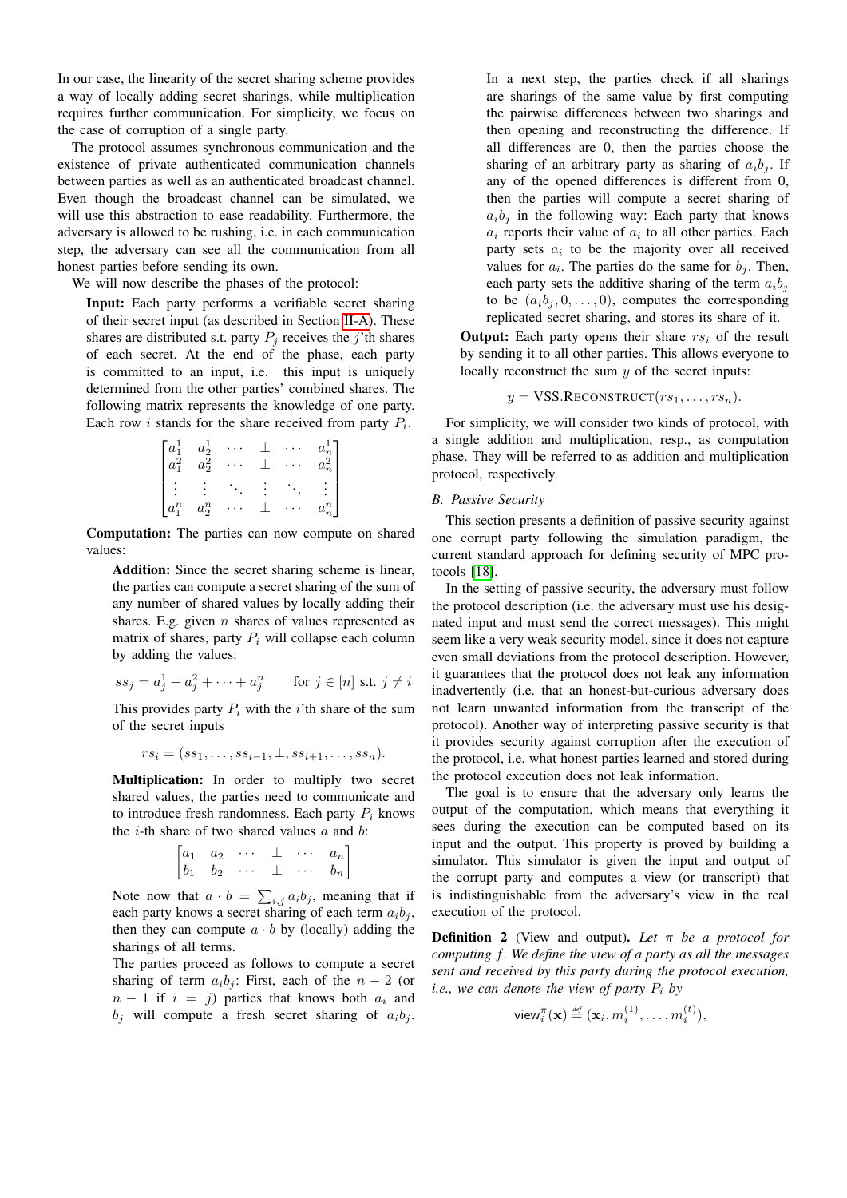In our case, the linearity of the secret sharing scheme provides a way of locally adding secret sharings, while multiplication requires further communication. For simplicity, we focus on the case of corruption of a single party.

The protocol assumes synchronous communication and the existence of private authenticated communication channels between parties as well as an authenticated broadcast channel. Even though the broadcast channel can be simulated, we will use this abstraction to ease readability. Furthermore, the adversary is allowed to be rushing, i.e. in each communication step, the adversary can see all the communication from all honest parties before sending its own.

We will now describe the phases of the protocol:

**Input:** Each party performs a verifiable secret sharing of their secret input (as described in Section II-A). These shares are distributed s.t. party $P_j$ receives the $j$'th shares of each secret. At the end of the phase, each party is committed to an input, i.e. this input is uniquely determined from the other parties' combined shares. The following matrix represents the knowledge of one party. Each row $i$ stands for the share received from party $P_i$.

$$\begin{bmatrix} a_1^1 & a_2^1 & \cdots & \perp & \cdots & a_n^1 \\ a_1^2 & a_2^2 & \cdots & \perp & \cdots & a_n^2 \\ \vdots & \vdots & \ddots & \vdots & \ddots & \vdots \\ a_1^n & a_2^n & \cdots & \perp & \cdots & a_n^n \end{bmatrix}$$

**Computation:** The parties can now compute on shared values:

**Addition:** Since the secret sharing scheme is linear, the parties can compute a secret sharing of the sum of any number of shared values by locally adding their shares. E.g. given $n$ shares of values represented as matrix of shares, party $P_i$ will collapse each column by adding the values:

$$ss_j = a_j^1 + a_j^2 + \cdots + a_j^n \qquad \text{for } j \in [n] \text{ s.t. } j \neq i$$

This provides party $P_i$ with the $i$'th share of the sum of the secret inputs

$$rs_i = (ss_1, \ldots, ss_{i-1}, \perp, ss_{i+1}, \ldots, ss_n).$$

**Multiplication:** In order to multiply two secret shared values, the parties need to communicate and to introduce fresh randomness. Each party $P_i$ knows the $i$-th share of two shared values $a$ and $b$:

$$\begin{bmatrix} a_1 & a_2 & \cdots & \perp & \cdots & a_n \\ b_1 & b_2 & \cdots & \perp & \cdots & b_n \end{bmatrix}$$

Note now that $a \cdot b = \sum_{i,j} a_i b_j$, meaning that if each party knows a secret sharing of each term $a_i b_j$, then they can compute $a \cdot b$ by (locally) adding the sharings of all terms.

The parties proceed as follows to compute a secret sharing of term $a_i b_j$: First, each of the $n-2$ (or $n-1$ if $i = j$) parties that knows both $a_i$ and $b_j$ will compute a fresh secret sharing of $a_i b_j$. In a next step, the parties check if all sharings are sharings of the same value by first computing the pairwise differences between two sharings and then opening and reconstructing the difference. If all differences are 0, then the parties choose the sharing of an arbitrary party as sharing of $a_i b_j$. If any of the opened differences is different from 0, then the parties will compute a secret sharing of $a_i b_j$ in the following way: Each party that knows $a_i$ reports their value of $a_i$ to all other parties. Each party sets $a_i$ to be the majority over all received values for $a_i$. The parties do the same for $b_j$. Then, each party sets the additive sharing of the term $a_i b_j$ to be $(a_i b_j, 0, \ldots, 0)$, computes the corresponding replicated secret sharing, and stores its share of it.

**Output:** Each party opens their share $rs_i$ of the result by sending it to all other parties. This allows everyone to locally reconstruct the sum $y$ of the secret inputs:

$$y = \text{VSS.}\textsc{Reconstruct}(rs_1, \ldots, rs_n).$$

For simplicity, we will consider two kinds of protocol, with a single addition and multiplication, resp., as computation phase. They will be referred to as addition and multiplication protocol, respectively.

### *B. Passive Security*

This section presents a definition of passive security against one corrupt party following the simulation paradigm, the current standard approach for defining security of MPC protocols [18].

In the setting of passive security, the adversary must follow the protocol description (i.e. the adversary must use his designated input and must send the correct messages). This might seem like a very weak security model, since it does not capture even small deviations from the protocol description. However, it guarantees that the protocol does not leak any information inadvertently (i.e. that an honest-but-curious adversary does not learn unwanted information from the transcript of the protocol). Another way of interpreting passive security is that it provides security against corruption after the execution of the protocol, i.e. what honest parties learned and stored during the protocol execution does not leak information.

The goal is to ensure that the adversary only learns the output of the computation, which means that everything it sees during the execution can be computed based on its input and the output. This property is proved by building a simulator. This simulator is given the input and output of the corrupt party and computes a view (or transcript) that is indistinguishable from the adversary's view in the real execution of the protocol.

**Definition 2** (View and output). *Let $\pi$ be a protocol for computing $f$. We define the view of a party as all the messages sent and received by this party during the protocol execution, i.e., we can denote the view of party $P_i$ by*

$$\mathsf{view}_i^\pi(\mathbf{x}) \stackrel{\text{def}}{=} (\mathbf{x}_i, m_i^{(1)}, \ldots, m_i^{(t)}),$$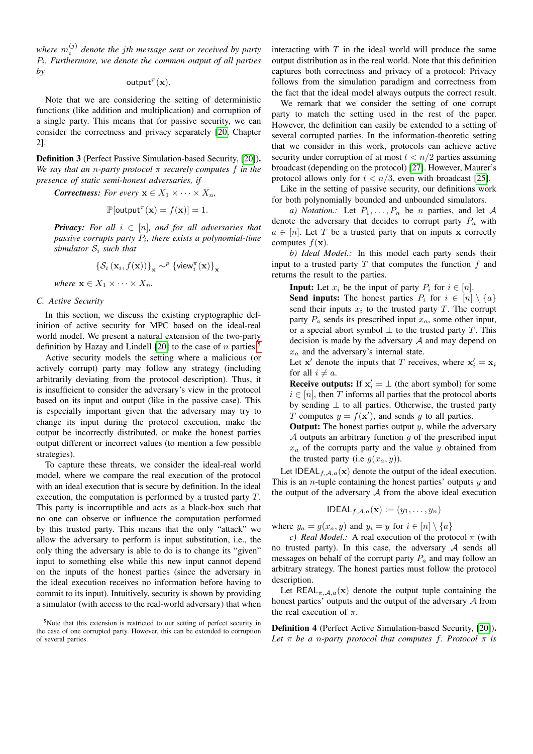*where $m_i^{(j)}$ denote the jth message sent or received by party $P_i$. Furthermore, we denote the common output of all parties by*

$$\mathsf{output}^\pi(\mathbf{x}).$$

Note that we are considering the setting of deterministic functions (like addition and multiplication) and corruption of a single party. This means that for passive security, we can consider the correctness and privacy separately [20, Chapter 2].

**Definition 3** (Perfect Passive Simulation-based Security, [20]). *We say that an $n$-party protocol $\pi$ securely computes $f$ in the presence of static semi-honest adversaries, if*

***Correctness:*** *For every $\mathbf{x} \in X_1 \times \cdots \times X_n$,*

$$\mathbb{P}[\mathsf{output}^\pi(\mathbf{x}) = f(\mathbf{x})] = 1.$$

***Privacy:*** *For all $i \in [n]$, and for all adversaries that passive corrupts party $P_i$, there exists a polynomial-time simulator $\mathcal{S}_i$ such that*

$$\{\mathcal{S}_i(\mathbf{x}_i, f(\mathbf{x}))\}_{\mathbf{x}} \sim^p \{\mathsf{view}_i^\pi(\mathbf{x})\}_{\mathbf{x}}$$

*where $\mathbf{x} \in X_1 \times \cdots \times X_n$.*

### C. Active Security

In this section, we discuss the existing cryptographic definition of active security for MPC based on the ideal-real world model. We present a natural extension of the two-party definition by Hazay and Lindell [20] to the case of $n$ parties.[5]

Active security models the setting where a malicious (or actively corrupt) party may follow any strategy (including arbitrarily deviating from the protocol description). Thus, it is insufficient to consider the adversary's view in the protocol based on its input and output (like in the passive case). This is especially important given that the adversary may try to change its input during the protocol execution, make the output be incorrectly distributed, or make the honest parties output different or incorrect values (to mention a few possible strategies).

To capture these threats, we consider the ideal-real world model, where we compare the real execution of the protocol with an ideal execution that is secure by definition. In the ideal execution, the computation is performed by a trusted party $T$. This party is incorruptible and acts as a black-box such that no one can observe or influence the computation performed by this trusted party. This means that the only "attack" we allow the adversary to perform is input substitution, i.e., the only thing the adversary is able to do is to change its "given" input to something else while this new input cannot depend on the inputs of the honest parties (since the adversary in the ideal execution receives no information before having to commit to its input). Intuitively, security is shown by providing a simulator (with access to the real-world adversary) that when interacting with $T$ in the ideal world will produce the same output distribution as in the real world. Note that this definition captures both correctness and privacy of a protocol: Privacy follows from the simulation paradigm and correctness from the fact that the ideal model always outputs the correct result.

We remark that we consider the setting of one corrupt party to match the setting used in the rest of the paper. However, the definition can easily be extended to a setting of several corrupted parties. In the information-theoretic setting that we consider in this work, protocols can achieve active security under corruption of at most $t < n/2$ parties assuming broadcast (depending on the protocol) [27]. However, Maurer's protocol allows only for $t < n/3$, even with broadcast [25].

Like in the setting of passive security, our definitions work for both polynomially bounded and unbounded simulators.

*a) Notation.:* Let $P_1, \ldots, P_n$ be $n$ parties, and let $\mathcal{A}$ denote the adversary that decides to corrupt party $P_a$ with $a \in [n]$. Let $T$ be a trusted party that on inputs $\mathbf{x}$ correctly computes $f(\mathbf{x})$.

*b) Ideal Model.:* In this model each party sends their input to a trusted party $T$ that computes the function $f$ and returns the result to the parties.

**Input:** Let $x_i$ be the input of party $P_i$ for $i \in [n]$.

**Send inputs:** The honest parties $P_i$ for $i \in [n] \setminus \{a\}$ send their inputs $x_i$ to the trusted party $T$. The corrupt party $P_a$ sends its prescribed input $x_a$, some other input, or a special abort symbol $\perp$ to the trusted party $T$. This decision is made by the adversary $\mathcal{A}$ and may depend on $x_a$ and the adversary's internal state.

Let $\mathbf{x}'$ denote the inputs that $T$ receives, where $\mathbf{x}'_i = \mathbf{x}_i$ for all $i \neq a$.

**Receive outputs:** If $\mathbf{x}'_i = \perp$ (the abort symbol) for some $i \in [n]$, then $T$ informs all parties that the protocol aborts by sending $\perp$ to all parties. Otherwise, the trusted party $T$ computes $y = f(\mathbf{x}')$, and sends $y$ to all parties.

**Output:** The honest parties output $y$, while the adversary $\mathcal{A}$ outputs an arbitrary function $g$ of the prescribed input $x_a$ of the corrupts party and the value $y$ obtained from the trusted party (i.e $g(x_a, y)$).

Let $\mathsf{IDEAL}_{f,\mathcal{A},a}(\mathbf{x})$ denote the output of the ideal execution. This is an $n$-tuple containing the honest parties' outputs $y$ and the output of the adversary $\mathcal{A}$ from the above ideal execution

$$\mathsf{IDEAL}_{f,\mathcal{A},a}(\mathbf{x}) := (y_1, \ldots, y_n)$$

where $y_a = g(x_a, y)$ and $y_i = y$ for $i \in [n] \setminus \{a\}$

*c) Real Model.:* A real execution of the protocol $\pi$ (with no trusted party). In this case, the adversary $\mathcal{A}$ sends all messages on behalf of the corrupt party $P_a$ and may follow an arbitrary strategy. The honest parties must follow the protocol description.

Let $\mathsf{REAL}_{\pi,\mathcal{A},a}(\mathbf{x})$ denote the output tuple containing the honest parties' outputs and the output of the adversary $\mathcal{A}$ from the real execution of $\pi$.

**Definition 4** (Perfect Active Simulation-based Security, [20]). *Let $\pi$ be a $n$-party protocol that computes $f$. Protocol $\pi$ is*

[5] Note that this extension is restricted to our setting of perfect security in the case of one corrupted party. However, this can be extended to corruption of several parties.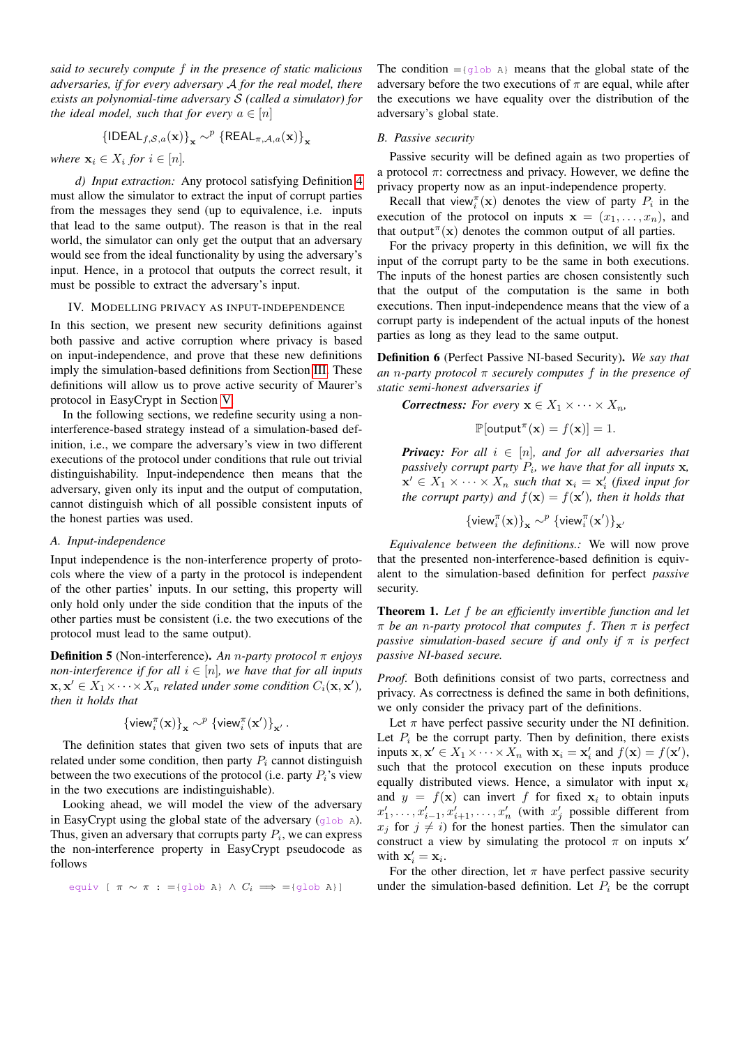*said to securely compute $f$ in the presence of static malicious adversaries, if for every adversary $\mathcal{A}$ for the real model, there exists an polynomial-time adversary $\mathcal{S}$ (called a simulator) for the ideal model, such that for every $a \in [n]$*

$$\{\mathsf{IDEAL}_{f,\mathcal{S},a}(\mathbf{x})\}_{\mathbf{x}} \sim^p \{\mathsf{REAL}_{\pi,\mathcal{A},a}(\mathbf{x})\}_{\mathbf{x}}$$

*where $\mathbf{x}_i \in X_i$ for $i \in [n]$.*

*d) Input extraction:* Any protocol satisfying Definition 4 must allow the simulator to extract the input of corrupt parties from the messages they send (up to equivalence, i.e. inputs that lead to the same output). The reason is that in the real world, the simulator can only get the output that an adversary would see from the ideal functionality by using the adversary's input. Hence, in a protocol that outputs the correct result, it must be possible to extract the adversary's input.

## IV. Modelling Privacy as Input-Independence

In this section, we present new security definitions against both passive and active corruption where privacy is based on input-independence, and prove that these new definitions imply the simulation-based definitions from Section III. These definitions will allow us to prove active security of Maurer's protocol in EasyCrypt in Section V.

In the following sections, we redefine security using a non-interference-based strategy instead of a simulation-based definition, i.e., we compare the adversary's view in two different executions of the protocol under conditions that rule out trivial distinguishability. Input-independence then means that the adversary, given only its input and the output of computation, cannot distinguish which of all possible consistent inputs of the honest parties was used.

### A. Input-independence

Input independence is the non-interference property of protocols where the view of a party in the protocol is independent of the other parties' inputs. In our setting, this property will only hold only under the side condition that the inputs of the other parties must be consistent (i.e. the two executions of the protocol must lead to the same output).

**Definition 5** (Non-interference)**.** *An $n$-party protocol $\pi$ enjoys non-interference if for all $i \in [n]$, we have that for all inputs $\mathbf{x}, \mathbf{x}' \in X_1 \times \cdots \times X_n$ related under some condition $C_i(\mathbf{x}, \mathbf{x}')$, then it holds that*

$$\{\mathsf{view}_i^{\pi}(\mathbf{x})\}_{\mathbf{x}} \sim^p \{\mathsf{view}_i^{\pi}(\mathbf{x}')\}_{\mathbf{x}'}.$$

The definition states that given two sets of inputs that are related under some condition, then party $P_i$ cannot distinguish between the two executions of the protocol (i.e. party $P_i$'s view in the two executions are indistinguishable).

Looking ahead, we will model the view of the adversary in EasyCrypt using the global state of the adversary (`glob A`). Thus, given an adversary that corrupts party $P_i$, we can express the non-interference property in EasyCrypt pseudocode as follows

```
equiv [ π ∼ π : ={glob A} ∧ C_i ⟹ ={glob A}]
```

The condition `={glob A}` means that the global state of the adversary before the two executions of $\pi$ are equal, while after the executions we have equality over the distribution of the adversary's global state.

### B. Passive security

Passive security will be defined again as two properties of a protocol $\pi$: correctness and privacy. However, we define the privacy property now as an input-independence property.

Recall that $\mathsf{view}_i^{\pi}(\mathbf{x})$ denotes the view of party $P_i$ in the execution of the protocol on inputs $\mathbf{x} = (x_1, \ldots, x_n)$, and that $\mathsf{output}^{\pi}(\mathbf{x})$ denotes the common output of all parties.

For the privacy property in this definition, we will fix the input of the corrupt party to be the same in both executions. The inputs of the honest parties are chosen consistently such that the output of the computation is the same in both executions. Then input-independence means that the view of a corrupt party is independent of the actual inputs of the honest parties as long as they lead to the same output.

**Definition 6** (Perfect Passive NI-based Security)**.** *We say that an $n$-party protocol $\pi$ securely computes $f$ in the presence of static semi-honest adversaries if*

***Correctness:*** *For every $\mathbf{x} \in X_1 \times \cdots \times X_n$,*

$$\mathbb{P}[\mathsf{output}^{\pi}(\mathbf{x}) = f(\mathbf{x})] = 1.$$

***Privacy:*** *For all $i \in [n]$, and for all adversaries that passively corrupt party $P_i$, we have that for all inputs $\mathbf{x}$, $\mathbf{x}' \in X_1 \times \cdots \times X_n$ such that $\mathbf{x}_i = \mathbf{x}'_i$ (fixed input for the corrupt party) and $f(\mathbf{x}) = f(\mathbf{x}')$, then it holds that*

$$\{\mathsf{view}_i^{\pi}(\mathbf{x})\}_{\mathbf{x}} \sim^p \{\mathsf{view}_i^{\pi}(\mathbf{x}')\}_{\mathbf{x}'}$$

*Equivalence between the definitions.:* We will now prove that the presented non-interference-based definition is equivalent to the simulation-based definition for perfect *passive* security.

**Theorem 1.** *Let $f$ be an efficiently invertible function and let $\pi$ be an $n$-party protocol that computes $f$. Then $\pi$ is perfect passive simulation-based secure if and only if $\pi$ is perfect passive NI-based secure.*

*Proof.* Both definitions consist of two parts, correctness and privacy. As correctness is defined the same in both definitions, we only consider the privacy part of the definitions.

Let $\pi$ have perfect passive security under the NI definition. Let $P_i$ be the corrupt party. Then by definition, there exists inputs $\mathbf{x}, \mathbf{x}' \in X_1 \times \cdots \times X_n$ with $\mathbf{x}_i = \mathbf{x}'_i$ and $f(\mathbf{x}) = f(\mathbf{x}')$, such that the protocol execution on these inputs produce equally distributed views. Hence, a simulator with input $\mathbf{x}_i$ and $y = f(\mathbf{x})$ can invert $f$ for fixed $\mathbf{x}_i$ to obtain inputs $x'_1, \ldots, x'_{i-1}, x'_{i+1}, \ldots, x'_n$ (with $x'_j$ possible different from $x_j$ for $j \neq i$) for the honest parties. Then the simulator can construct a view by simulating the protocol $\pi$ on inputs $\mathbf{x}'$ with $\mathbf{x}'_i = \mathbf{x}_i$.

For the other direction, let $\pi$ have perfect passive security under the simulation-based definition. Let $P_i$ be the corrupt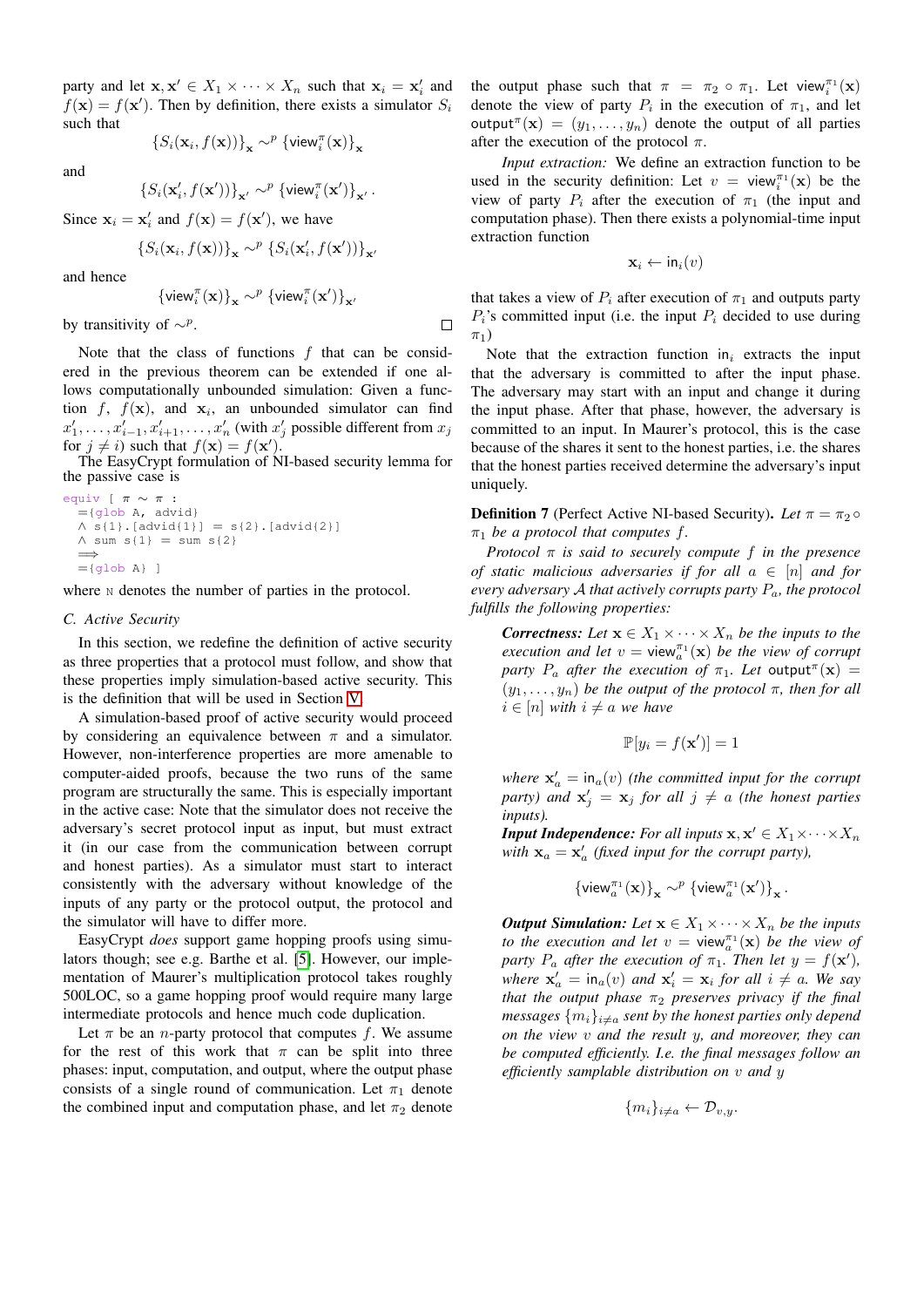party and let $\mathbf{x}, \mathbf{x}' \in X_1 \times \cdots \times X_n$ such that $\mathbf{x}_i = \mathbf{x}'_i$ and $f(\mathbf{x}) = f(\mathbf{x}')$. Then by definition, there exists a simulator $S_i$ such that

$$\{S_i(\mathbf{x}_i, f(\mathbf{x}))\}_{\mathbf{x}} \sim^p \{\mathsf{view}_i^\pi(\mathbf{x})\}_{\mathbf{x}}$$

and

$$\{S_i(\mathbf{x}'_i, f(\mathbf{x}'))\}_{\mathbf{x}'} \sim^p \{\mathsf{view}_i^\pi(\mathbf{x}')\}_{\mathbf{x}'}.$$

Since $\mathbf{x}_i = \mathbf{x}'_i$ and $f(\mathbf{x}) = f(\mathbf{x}')$, we have

$$\{S_i(\mathbf{x}_i, f(\mathbf{x}))\}_{\mathbf{x}} \sim^p \{S_i(\mathbf{x}'_i, f(\mathbf{x}'))\}_{\mathbf{x}'}$$

and hence

$$\{\mathsf{view}_i^\pi(\mathbf{x})\}_{\mathbf{x}} \sim^p \{\mathsf{view}_i^\pi(\mathbf{x}')\}_{\mathbf{x}'}$$

by transitivity of $\sim^p$. □

Note that the class of functions $f$ that can be considered in the previous theorem can be extended if one allows computationally unbounded simulation: Given a function $f$, $f(\mathbf{x})$, and $\mathbf{x}_i$, an unbounded simulator can find $x'_1, \dots, x'_{i-1}, x'_{i+1}, \dots, x'_n$ (with $x'_j$ possible different from $x_j$ for $j \neq i$) such that $f(\mathbf{x}) = f(\mathbf{x}')$.

The EasyCrypt formulation of NI-based security lemma for the passive case is

```
equiv [ π ~ π :
  ={glob A, advid}
  ∧ s{1}.[advid{1}] = s{2}.[advid{2}]
  ∧ sum s{1} = sum s{2}
  ⟹
  ={glob A} ]
```

where N denotes the number of parties in the protocol.

### C. Active Security

In this section, we redefine the definition of active security as three properties that a protocol must follow, and show that these properties imply simulation-based active security. This is the definition that will be used in Section V.

A simulation-based proof of active security would proceed by considering an equivalence between $\pi$ and a simulator. However, non-interference properties are more amenable to computer-aided proofs, because the two runs of the same program are structurally the same. This is especially important in the active case: Note that the simulator does not receive the adversary's secret protocol input as input, but must extract it (in our case from the communication between corrupt and honest parties). As a simulator must start to interact consistently with the adversary without knowledge of the inputs of any party or the protocol output, the protocol and the simulator will have to differ more.

EasyCrypt *does* support game hopping proofs using simulators though; see e.g. Barthe et al. [5]. However, our implementation of Maurer's multiplication protocol takes roughly 500LOC, so a game hopping proof would require many large intermediate protocols and hence much code duplication.

Let $\pi$ be an $n$-party protocol that computes $f$. We assume for the rest of this work that $\pi$ can be split into three phases: input, computation, and output, where the output phase consists of a single round of communication. Let $\pi_1$ denote the combined input and computation phase, and let $\pi_2$ denote the output phase such that $\pi = \pi_2 \circ \pi_1$. Let $\mathsf{view}_i^{\pi_1}(\mathbf{x})$ denote the view of party $P_i$ in the execution of $\pi_1$, and let $\mathsf{output}^\pi(\mathbf{x}) = (y_1, \dots, y_n)$ denote the output of all parties after the execution of the protocol $\pi$.

*Input extraction:* We define an extraction function to be used in the security definition: Let $v = \mathsf{view}_i^{\pi_1}(\mathbf{x})$ be the view of party $P_i$ after the execution of $\pi_1$ (the input and computation phase). Then there exists a polynomial-time input extraction function

$$\mathbf{x}_i \leftarrow \mathsf{in}_i(v)$$

that takes a view of $P_i$ after execution of $\pi_1$ and outputs party $P_i$'s committed input (i.e. the input $P_i$ decided to use during $\pi_1$)

Note that the extraction function $\mathsf{in}_i$ extracts the input that the adversary is committed to after the input phase. The adversary may start with an input and change it during the input phase. After that phase, however, the adversary is committed to an input. In Maurer's protocol, this is the case because of the shares it sent to the honest parties, i.e. the shares that the honest parties received determine the adversary's input uniquely.

**Definition 7** (Perfect Active NI-based Security). *Let $\pi = \pi_2 \circ \pi_1$ be a protocol that computes $f$.*

*Protocol $\pi$ is said to securely compute $f$ in the presence of static malicious adversaries if for all $a \in [n]$ and for every adversary $\mathcal{A}$ that actively corrupts party $P_a$, the protocol fulfills the following properties:*

***Correctness:*** *Let $\mathbf{x} \in X_1 \times \cdots \times X_n$ be the inputs to the execution and let $v = \mathsf{view}_a^{\pi_1}(\mathbf{x})$ be the view of corrupt party $P_a$ after the execution of $\pi_1$. Let $\mathsf{output}^\pi(\mathbf{x}) = (y_1, \dots, y_n)$ be the output of the protocol $\pi$, then for all $i \in [n]$ with $i \neq a$ we have*

$$\mathbb{P}[y_i = f(\mathbf{x}')] = 1$$

*where $\mathbf{x}'_a = \mathsf{in}_a(v)$ (the committed input for the corrupt party) and $\mathbf{x}'_j = \mathbf{x}_j$ for all $j \neq a$ (the honest parties inputs).*

***Input Independence:*** *For all inputs $\mathbf{x}, \mathbf{x}' \in X_1 \times \cdots \times X_n$ with $\mathbf{x}_a = \mathbf{x}'_a$ (fixed input for the corrupt party),*

$$\{\mathsf{view}_a^{\pi_1}(\mathbf{x})\}_{\mathbf{x}} \sim^p \{\mathsf{view}_a^{\pi_1}(\mathbf{x}')\}_{\mathbf{x}}.$$

***Output Simulation:*** *Let $\mathbf{x} \in X_1 \times \cdots \times X_n$ be the inputs to the execution and let $v = \mathsf{view}_a^{\pi_1}(\mathbf{x})$ be the view of party $P_a$ after the execution of $\pi_1$. Then let $y = f(\mathbf{x}')$, where $\mathbf{x}'_a = \mathsf{in}_a(v)$ and $\mathbf{x}'_i = \mathbf{x}_i$ for all $i \neq a$. We say that the output phase $\pi_2$ preserves privacy if the final messages $\{m_i\}_{i \neq a}$ sent by the honest parties only depend on the view $v$ and the result $y$, and moreover, they can be computed efficiently. I.e. the final messages follow an efficiently samplable distribution on $v$ and $y$*

$$\{m_i\}_{i \neq a} \leftarrow \mathcal{D}_{v,y}.$$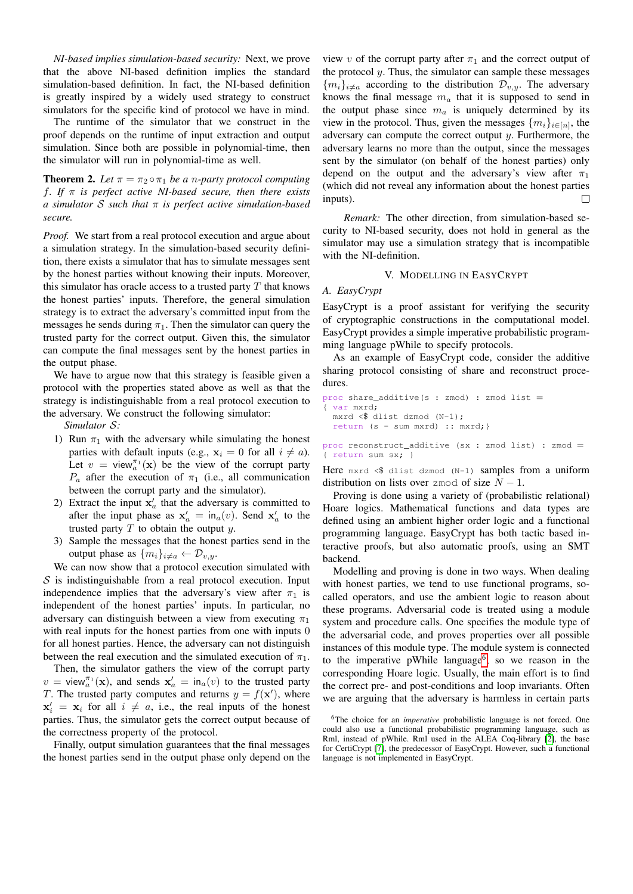*NI-based implies simulation-based security:* Next, we prove that the above NI-based definition implies the standard simulation-based definition. In fact, the NI-based definition is greatly inspired by a widely used strategy to construct simulators for the specific kind of protocol we have in mind.

The runtime of the simulator that we construct in the proof depends on the runtime of input extraction and output simulation. Since both are possible in polynomial-time, then the simulator will run in polynomial-time as well.

**Theorem 2.** *Let $\pi = \pi_2 \circ \pi_1$ be a $n$-party protocol computing $f$. If $\pi$ is perfect active NI-based secure, then there exists a simulator $\mathcal{S}$ such that $\pi$ is perfect active simulation-based secure.*

*Proof.* We start from a real protocol execution and argue about a simulation strategy. In the simulation-based security definition, there exists a simulator that has to simulate messages sent by the honest parties without knowing their inputs. Moreover, this simulator has oracle access to a trusted party $T$ that knows the honest parties' inputs. Therefore, the general simulation strategy is to extract the adversary's committed input from the messages he sends during $\pi_1$. Then the simulator can query the trusted party for the correct output. Given this, the simulator can compute the final messages sent by the honest parties in the output phase.

We have to argue now that this strategy is feasible given a protocol with the properties stated above as well as that the strategy is indistinguishable from a real protocol execution to the adversary. We construct the following simulator:

*Simulator $\mathcal{S}$:*

1) Run $\pi_1$ with the adversary while simulating the honest parties with default inputs (e.g., $\mathbf{x}_i = 0$ for all $i \neq a$). Let $v = \mathsf{view}_a^{\pi_1}(\mathbf{x})$ be the view of the corrupt party $P_a$ after the execution of $\pi_1$ (i.e., all communication between the corrupt party and the simulator).
2) Extract the input $\mathbf{x}'_a$ that the adversary is committed to after the input phase as $\mathbf{x}'_a = \mathsf{in}_a(v)$. Send $\mathbf{x}'_a$ to the trusted party $T$ to obtain the output $y$.
3) Sample the messages that the honest parties send in the output phase as $\{m_i\}_{i \neq a} \leftarrow \mathcal{D}_{v,y}$.

We can now show that a protocol execution simulated with $\mathcal{S}$ is indistinguishable from a real protocol execution. Input independence implies that the adversary's view after $\pi_1$ is independent of the honest parties' inputs. In particular, no adversary can distinguish between a view from executing $\pi_1$ with real inputs for the honest parties from one with inputs 0 for all honest parties. Hence, the adversary can not distinguish between the real execution and the simulated execution of $\pi_1$.

Then, the simulator gathers the view of the corrupt party $v = \mathsf{view}_a^{\pi_1}(\mathbf{x})$, and sends $\mathbf{x}'_a = \mathsf{in}_a(v)$ to the trusted party $T$. The trusted party computes and returns $y = f(\mathbf{x}')$, where $\mathbf{x}'_i = \mathbf{x}_i$ for all $i \neq a$, i.e., the real inputs of the honest parties. Thus, the simulator gets the correct output because of the correctness property of the protocol.

Finally, output simulation guarantees that the final messages the honest parties send in the output phase only depend on the view $v$ of the corrupt party after $\pi_1$ and the correct output of the protocol $y$. Thus, the simulator can sample these messages $\{m_i\}_{i \neq a}$ according to the distribution $\mathcal{D}_{v,y}$. The adversary knows the final message $m_a$ that it is supposed to send in the output phase since $m_a$ is uniquely determined by its view in the protocol. Thus, given the messages $\{m_i\}_{i \in [n]}$, the adversary can compute the correct output $y$. Furthermore, the adversary learns no more than the output, since the messages sent by the simulator (on behalf of the honest parties) only depend on the output and the adversary's view after $\pi_1$ (which did not reveal any information about the honest parties inputs). □

*Remark:* The other direction, from simulation-based security to NI-based security, does not hold in general as the simulator may use a simulation strategy that is incompatible with the NI-definition.

## V. Modelling in EasyCrypt

### A. EasyCrypt

EasyCrypt is a proof assistant for verifying the security of cryptographic constructions in the computational model. EasyCrypt provides a simple imperative probabilistic programming language pWhile to specify protocols.

As an example of EasyCrypt code, consider the additive sharing protocol consisting of share and reconstruct procedures.

```
proc share_additive(s : zmod) : zmod list =
{ var mxrd;
  mxrd <$ dlist dzmod (N-1);
  return (s - sum mxrd) :: mxrd;}

proc reconstruct_additive (sx : zmod list) : zmod =
{ return sum sx; }
```

Here `mxrd <$ dlist dzmod (N-1)` samples from a uniform distribution on lists over `zmod` of size $N - 1$.

Proving is done using a variety of (probabilistic relational) Hoare logics. Mathematical functions and data types are defined using an ambient higher order logic and a functional programming language. EasyCrypt has both tactic based interactive proofs, but also automatic proofs, using an SMT backend.

Modelling and proving is done in two ways. When dealing with honest parties, we tend to use functional programs, so-called operators, and use the ambient logic to reason about these programs. Adversarial code is treated using a module system and procedure calls. One specifies the module type of the adversarial code, and proves properties over all possible instances of this module type. The module system is connected to the imperative pWhile language[6], so we reason in the corresponding Hoare logic. Usually, the main effort is to find the correct pre- and post-conditions and loop invariants. Often we are arguing that the adversary is harmless in certain parts

[6] The choice for an *imperative* probabilistic language is not forced. One could also use a functional probabilistic programming language, such as Rml, instead of pWhile. Rml used in the ALEA Coq-library [2], the base for CertiCrypt [7], the predecessor of EasyCrypt. However, such a functional language is not implemented in EasyCrypt.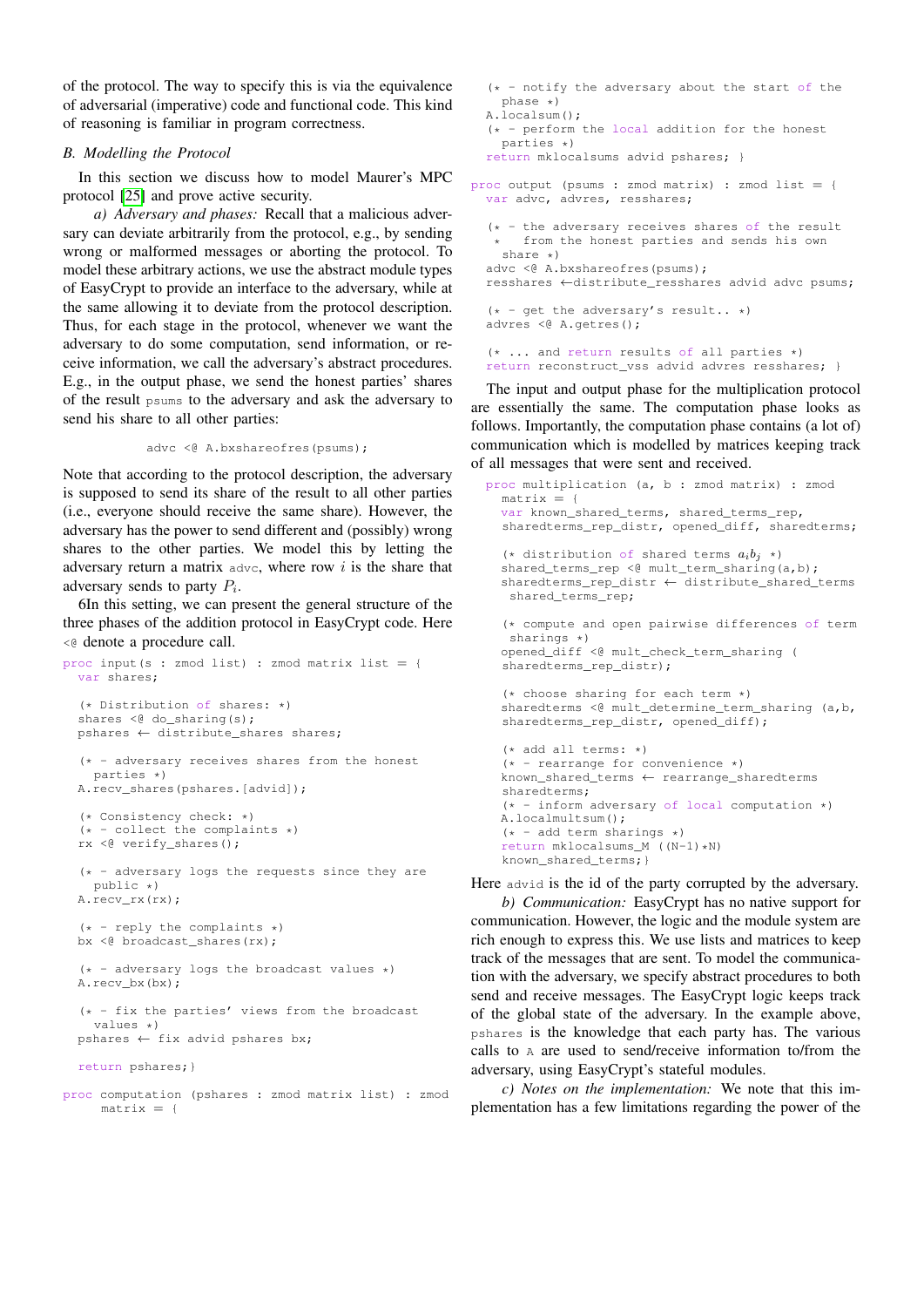of the protocol. The way to specify this is via the equivalence of adversarial (imperative) code and functional code. This kind of reasoning is familiar in program correctness.

### B. Modelling the Protocol

In this section we discuss how to model Maurer's MPC protocol [25] and prove active security.

*a) Adversary and phases:* Recall that a malicious adversary can deviate arbitrarily from the protocol, e.g., by sending wrong or malformed messages or aborting the protocol. To model these arbitrary actions, we use the abstract module types of EasyCrypt to provide an interface to the adversary, while at the same allowing it to deviate from the protocol description. Thus, for each stage in the protocol, whenever we want the adversary to do some computation, send information, or receive information, we call the adversary's abstract procedures. E.g., in the output phase, we send the honest parties' shares of the result `psums` to the adversary and ask the adversary to send his share to all other parties:

```
advc <@ A.bxshareofres(psums);
```

Note that according to the protocol description, the adversary is supposed to send its share of the result to all other parties (i.e., everyone should receive the same share). However, the adversary has the power to send different and (possibly) wrong shares to the other parties. We model this by letting the adversary return a matrix `advc`, where row $i$ is the share that adversary sends to party $P_i$.

6In this setting, we can present the general structure of the three phases of the addition protocol in EasyCrypt code. Here `<@` denote a procedure call.

```
proc input(s : zmod list) : zmod matrix list = {
  var shares;

  (* Distribution of shares: *)
  shares <@ do_sharing(s);
  pshares ← distribute_shares shares;

  (* - adversary receives shares from the honest
    parties *)
  A.recv_shares(pshares.[advid]);

  (* Consistency check: *)
  (* - collect the complaints *)
  rx <@ verify_shares();

  (* - adversary logs the requests since they are
    public *)
  A.recv_rx(rx);

  (* - reply the complaints *)
  bx <@ broadcast_shares(rx);

  (* - adversary logs the broadcast values *)
  A.recv_bx(bx);

  (* - fix the parties' views from the broadcast
    values *)
  pshares ← fix advid pshares bx;

  return pshares;}

proc computation (pshares : zmod matrix list) : zmod
     matrix = {
  (* - notify the adversary about the start of the
    phase *)
  A.localsum();
  (* - perform the local addition for the honest
    parties *)
  return mklocalsums advid pshares; }

proc output (psums : zmod matrix) : zmod list = {
  var advc, advres, resshares;

  (* - the adversary receives shares of the result
   *   from the honest parties and sends his own
    share *)
  advc <@ A.bxshareofres(psums);
  resshares ←distribute_resshares advid advc psums;

  (* - get the adversary's result.. *)
  advres <@ A.getres();

  (* ... and return results of all parties *)
  return reconstruct_vss advid advres resshares; }
```

The input and output phase for the multiplication protocol are essentially the same. The computation phase looks as follows. Importantly, the computation phase contains (a lot of) communication which is modelled by matrices keeping track of all messages that were sent and received.

```
proc multiplication (a, b : zmod matrix) : zmod
  matrix = {
  var known_shared_terms, shared_terms_rep,
  sharedterms_rep_distr, opened_diff, sharedterms;

  (* distribution of shared terms a_i b_j *)
  shared_terms_rep <@ mult_term_sharing(a,b);
  sharedterms_rep_distr ← distribute_shared_terms
   shared_terms_rep;

  (* compute and open pairwise differences of term
   sharings *)
  opened_diff <@ mult_check_term_sharing (
  sharedterms_rep_distr);

  (* choose sharing for each term *)
  sharedterms <@ mult_determine_term_sharing (a,b,
  sharedterms_rep_distr, opened_diff);

  (* add all terms: *)
  (* - rearrange for convenience *)
  known_shared_terms ← rearrange_sharedterms
  sharedterms;
  (* - inform adversary of local computation *)
  A.localmultsum();
  (* - add term sharings *)
  return mklocalsums_M ((N-1)*N)
  known_shared_terms;}
```

Here `advid` is the id of the party corrupted by the adversary.

*b) Communication:* EasyCrypt has no native support for communication. However, the logic and the module system are rich enough to express this. We use lists and matrices to keep track of the messages that are sent. To model the communication with the adversary, we specify abstract procedures to both send and receive messages. The EasyCrypt logic keeps track of the global state of the adversary. In the example above, `pshares` is the knowledge that each party has. The various calls to `A` are used to send/receive information to/from the adversary, using EasyCrypt's stateful modules.

*c) Notes on the implementation:* We note that this implementation has a few limitations regarding the power of the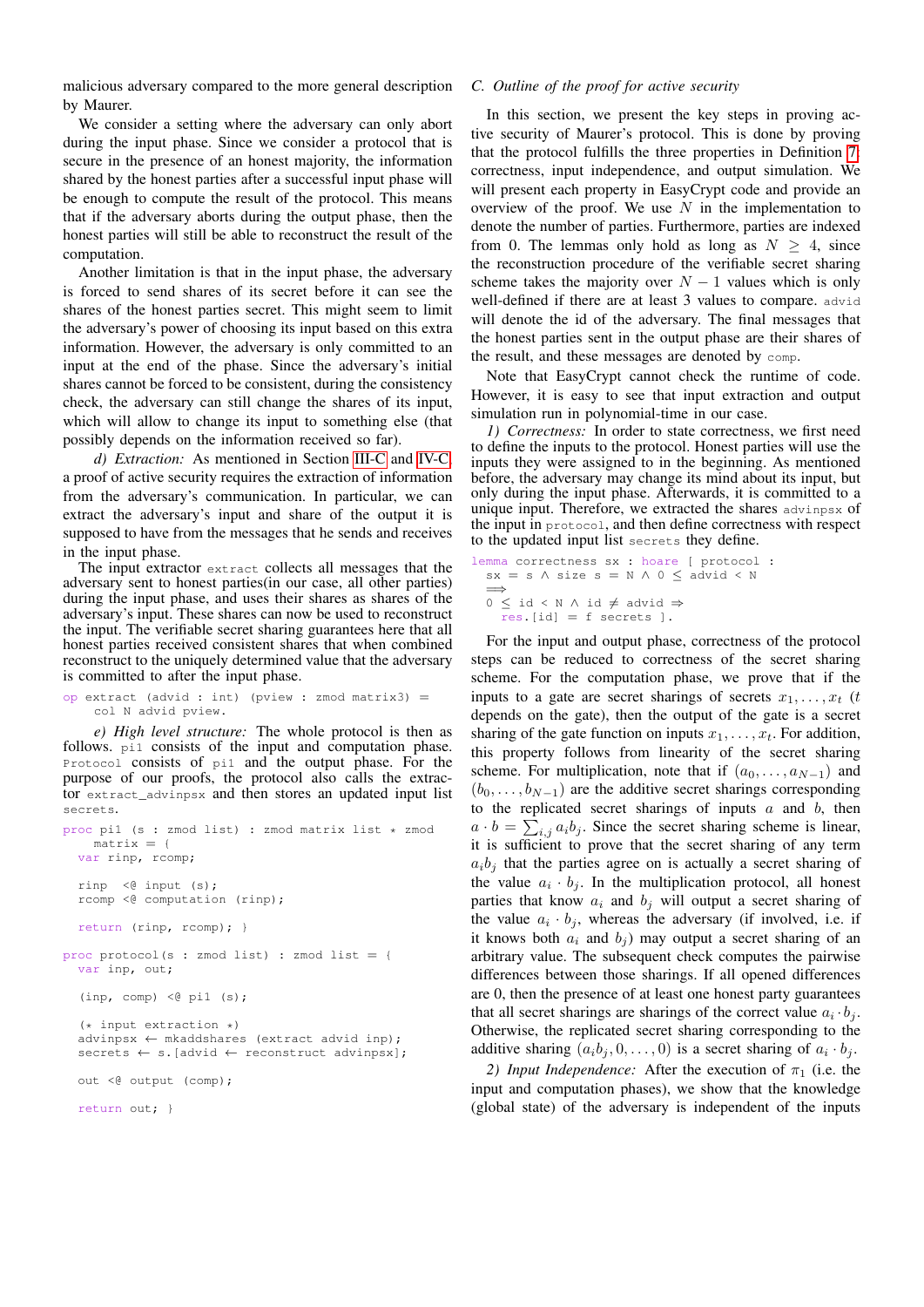malicious adversary compared to the more general description by Maurer.

We consider a setting where the adversary can only abort during the input phase. Since we consider a protocol that is secure in the presence of an honest majority, the information shared by the honest parties after a successful input phase will be enough to compute the result of the protocol. This means that if the adversary aborts during the output phase, then the honest parties will still be able to reconstruct the result of the computation.

Another limitation is that in the input phase, the adversary is forced to send shares of its secret before it can see the shares of the honest parties secret. This might seem to limit the adversary's power of choosing its input based on this extra information. However, the adversary is only committed to an input at the end of the phase. Since the adversary's initial shares cannot be forced to be consistent, during the consistency check, the adversary can still change the shares of its input, which will allow to change its input to something else (that possibly depends on the information received so far).

*d) Extraction:* As mentioned in Section III-C and IV-C, a proof of active security requires the extraction of information from the adversary's communication. In particular, we can extract the adversary's input and share of the output it is supposed to have from the messages that he sends and receives in the input phase.

The input extractor `extract` collects all messages that the adversary sent to honest parties(in our case, all other parties) during the input phase, and uses their shares as shares of the adversary's input. These shares can now be used to reconstruct the input. The verifiable secret sharing guarantees here that all honest parties received consistent shares that when combined reconstruct to the uniquely determined value that the adversary is committed to after the input phase.

```
op extract (advid : int) (pview : zmod matrix3) =
    col N advid pview.
```

*e) High level structure:* The whole protocol is then as follows. `pi1` consists of the input and computation phase. `Protocol` consists of `pi1` and the output phase. For the purpose of our proofs, the protocol also calls the extractor `extract_advinpsx` and then stores an updated input list `secrets`.

```
proc pi1 (s : zmod list) : zmod matrix list * zmod
    matrix = {
  var rinp, rcomp;

  rinp  <@ input (s);
  rcomp <@ computation (rinp);

  return (rinp, rcomp); }

proc protocol(s : zmod list) : zmod list = {
  var inp, out;

  (inp, comp) <@ pi1 (s);

  (* input extraction *)
  advinpsx ← mkaddshares (extract advid inp);
  secrets ← s.[advid ← reconstruct advinpsx];

  out <@ output (comp);

  return out; }
```

### C. Outline of the proof for active security

In this section, we present the key steps in proving active security of Maurer's protocol. This is done by proving that the protocol fulfills the three properties in Definition 7: correctness, input independence, and output simulation. We will present each property in EasyCrypt code and provide an overview of the proof. We use $N$ in the implementation to denote the number of parties. Furthermore, parties are indexed from 0. The lemmas only hold as long as $N \geq 4$, since the reconstruction procedure of the verifiable secret sharing scheme takes the majority over $N-1$ values which is only well-defined if there are at least 3 values to compare. `advid` will denote the id of the adversary. The final messages that the honest parties sent in the output phase are their shares of the result, and these messages are denoted by `comp`.

Note that EasyCrypt cannot check the runtime of code. However, it is easy to see that input extraction and output simulation run in polynomial-time in our case.

*1) Correctness:* In order to state correctness, we first need to define the inputs to the protocol. Honest parties will use the inputs they were assigned to in the beginning. As mentioned before, the adversary may change its mind about its input, but only during the input phase. Afterwards, it is committed to a unique input. Therefore, we extracted the shares `advinpsx` of the input in `protocol`, and then define correctness with respect to the updated input list `secrets` they define.

```
lemma correctness sx : hoare [ protocol :
  sx = s ∧ size s = N ∧ 0 ≤ advid < N
  ⟹
  0 ≤ id < N ∧ id ≠ advid ⇒
    res.[id] = f secrets ].
```

For the input and output phase, correctness of the protocol steps can be reduced to correctness of the secret sharing scheme. For the computation phase, we prove that if the inputs to a gate are secret sharings of secrets $x_1, \ldots, x_t$ ($t$ depends on the gate), then the output of the gate is a secret sharing of the gate function on inputs $x_1, \ldots, x_t$. For addition, this property follows from linearity of the secret sharing scheme. For multiplication, note that if $(a_0, \ldots, a_{N-1})$ and $(b_0, \ldots, b_{N-1})$ are the additive secret sharings corresponding to the replicated secret sharings of inputs $a$ and $b$, then $a \cdot b = \sum_{i,j} a_i b_j$. Since the secret sharing scheme is linear, it is sufficient to prove that the secret sharing of any term $a_i b_j$ that the parties agree on is actually a secret sharing of the value $a_i \cdot b_j$. In the multiplication protocol, all honest parties that know $a_i$ and $b_j$ will output a secret sharing of the value $a_i \cdot b_j$, whereas the adversary (if involved, i.e. if it knows both $a_i$ and $b_j$) may output a secret sharing of an arbitrary value. The subsequent check computes the pairwise differences between those sharings. If all opened differences are 0, then the presence of at least one honest party guarantees that all secret sharings are sharings of the correct value $a_i \cdot b_j$. Otherwise, the replicated secret sharing corresponding to the additive sharing $(a_i b_j, 0, \ldots, 0)$ is a secret sharing of $a_i \cdot b_j$.

*2) Input Independence:* After the execution of $\pi_1$ (i.e. the input and computation phases), we show that the knowledge (global state) of the adversary is independent of the inputs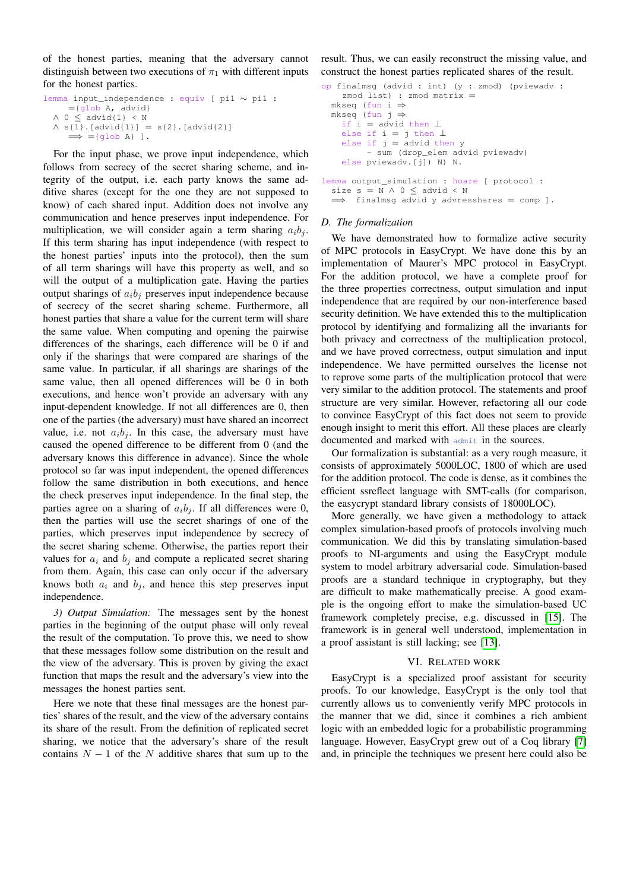of the honest parties, meaning that the adversary cannot distinguish between two executions of $\pi_1$ with different inputs for the honest parties.

```
lemma input_independence : equiv [ pi1 ~ pi1 :
     ={glob A, advid}
  ∧ 0 ≤ advid{1} < N
  ∧ s{1}.[advid{1}] = s{2}.[advid{2}]
     ⟹ ={glob A} ].
```

For the input phase, we prove input independence, which follows from secrecy of the secret sharing scheme, and integrity of the output, i.e. each party knows the same additive shares (except for the one they are not supposed to know) of each shared input. Addition does not involve any communication and hence preserves input independence. For multiplication, we will consider again a term sharing $a_i b_j$. If this term sharing has input independence (with respect to the honest parties' inputs into the protocol), then the sum of all term sharings will have this property as well, and so will the output of a multiplication gate. Having the parties output sharings of $a_i b_j$ preserves input independence because of secrecy of the secret sharing scheme. Furthermore, all honest parties that share a value for the current term will share the same value. When computing and opening the pairwise differences of the sharings, each difference will be 0 if and only if the sharings that were compared are sharings of the same value. In particular, if all sharings are sharings of the same value, then all opened differences will be 0 in both executions, and hence won't provide an adversary with any input-dependent knowledge. If not all differences are 0, then one of the parties (the adversary) must have shared an incorrect value, i.e. not $a_i b_j$. In this case, the adversary must have caused the opened difference to be different from 0 (and the adversary knows this difference in advance). Since the whole protocol so far was input independent, the opened differences follow the same distribution in both executions, and hence the check preserves input independence. In the final step, the parties agree on a sharing of $a_i b_j$. If all differences were 0, then the parties will use the secret sharings of one of the parties, which preserves input independence by secrecy of the secret sharing scheme. Otherwise, the parties report their values for $a_i$ and $b_j$ and compute a replicated secret sharing from them. Again, this case can only occur if the adversary knows both $a_i$ and $b_j$, and hence this step preserves input independence.

*3) Output Simulation:* The messages sent by the honest parties in the beginning of the output phase will only reveal the result of the computation. To prove this, we need to show that these messages follow some distribution on the result and the view of the adversary. This is proven by giving the exact function that maps the result and the adversary's view into the messages the honest parties sent.

Here we note that these final messages are the honest parties' shares of the result, and the view of the adversary contains its share of the result. From the definition of replicated secret sharing, we notice that the adversary's share of the result contains $N-1$ of the $N$ additive shares that sum up to the result. Thus, we can easily reconstruct the missing value, and construct the honest parties replicated shares of the result.

```
op finalmsg (advid : int) (y : zmod) (pviewadv :
    zmod list) : zmod matrix =
  mkseq (fun i ⇒
  mkseq (fun j ⇒
    if i = advid then ⊥
    else if i = j then ⊥
    else if j = advid then y
         - sum (drop_elem advid pviewadv)
    else pviewadv.[j]) N) N.

lemma output_simulation : hoare [ protocol :
  size s = N ∧ 0 ≤ advid < N
  ⟹  finalmsg advid y advresshares = comp ].
```

### D. The formalization

We have demonstrated how to formalize active security of MPC protocols in EasyCrypt. We have done this by an implementation of Maurer's MPC protocol in EasyCrypt. For the addition protocol, we have a complete proof for the three properties correctness, output simulation and input independence that are required by our non-interference based security definition. We have extended this to the multiplication protocol by identifying and formalizing all the invariants for both privacy and correctness of the multiplication protocol, and we have proved correctness, output simulation and input independence. We have permitted ourselves the license not to reprove some parts of the multiplication protocol that were very similar to the addition protocol. The statements and proof structure are very similar. However, refactoring all our code to convince EasyCrypt of this fact does not seem to provide enough insight to merit this effort. All these places are clearly documented and marked with `admit` in the sources.

Our formalization is substantial: as a very rough measure, it consists of approximately 5000LOC, 1800 of which are used for the addition protocol. The code is dense, as it combines the efficient ssreflect language with SMT-calls (for comparison, the easycrypt standard library consists of 18000LOC).

More generally, we have given a methodology to attack complex simulation-based proofs of protocols involving much communication. We did this by translating simulation-based proofs to NI-arguments and using the EasyCrypt module system to model arbitrary adversarial code. Simulation-based proofs are a standard technique in cryptography, but they are difficult to make mathematically precise. A good example is the ongoing effort to make the simulation-based UC framework completely precise, e.g. discussed in [15]. The framework is in general well understood, implementation in a proof assistant is still lacking; see [13].

## VI. Related Work

EasyCrypt is a specialized proof assistant for security proofs. To our knowledge, EasyCrypt is the only tool that currently allows us to conveniently verify MPC protocols in the manner that we did, since it combines a rich ambient logic with an embedded logic for a probabilistic programming language. However, EasyCrypt grew out of a Coq library [7] and, in principle the techniques we present here could also be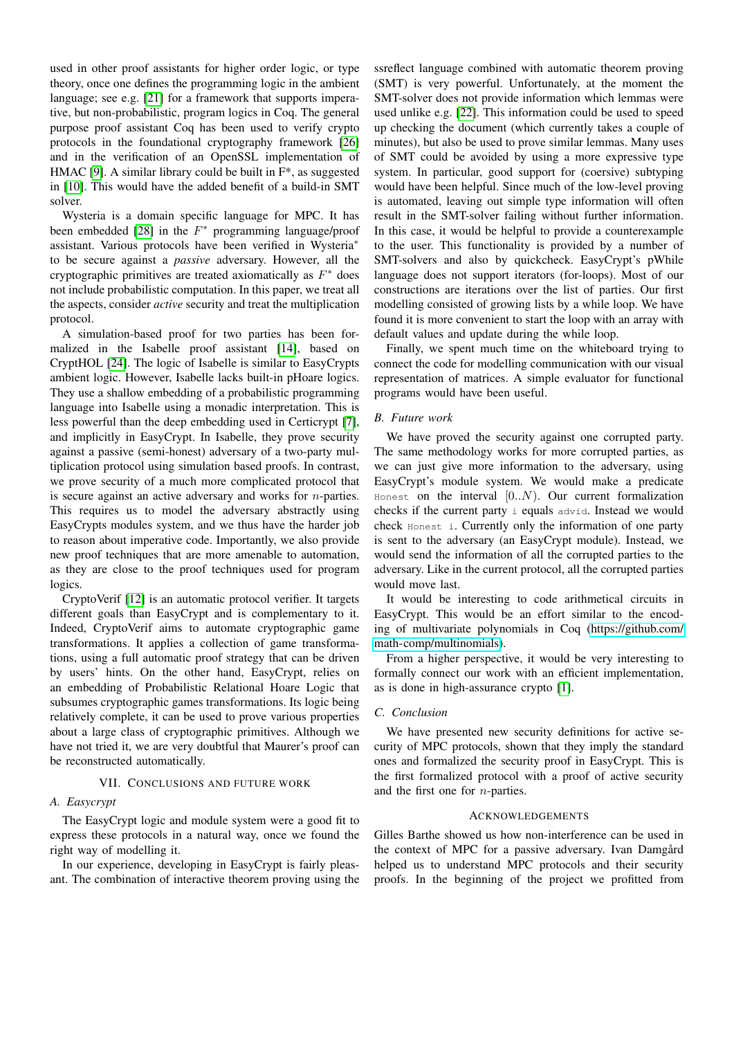used in other proof assistants for higher order logic, or type theory, once one defines the programming logic in the ambient language; see e.g. [21] for a framework that supports imperative, but non-probabilistic, program logics in Coq. The general purpose proof assistant Coq has been used to verify crypto protocols in the foundational cryptography framework [26] and in the verification of an OpenSSL implementation of HMAC [9]. A similar library could be built in F*, as suggested in [10]. This would have the added benefit of a build-in SMT solver.

Wysteria is a domain specific language for MPC. It has been embedded [28] in the $F^*$ programming language/proof assistant. Various protocols have been verified in Wysteria$^*$ to be secure against a *passive* adversary. However, all the cryptographic primitives are treated axiomatically as $F^*$ does not include probabilistic computation. In this paper, we treat all the aspects, consider *active* security and treat the multiplication protocol.

A simulation-based proof for two parties has been formalized in the Isabelle proof assistant [14], based on CryptHOL [24]. The logic of Isabelle is similar to EasyCrypts ambient logic. However, Isabelle lacks built-in pHoare logics. They use a shallow embedding of a probabilistic programming language into Isabelle using a monadic interpretation. This is less powerful than the deep embedding used in Certicrypt [7], and implicitly in EasyCrypt. In Isabelle, they prove security against a passive (semi-honest) adversary of a two-party multiplication protocol using simulation based proofs. In contrast, we prove security of a much more complicated protocol that is secure against an active adversary and works for $n$-parties. This requires us to model the adversary abstractly using EasyCrypts modules system, and we thus have the harder job to reason about imperative code. Importantly, we also provide new proof techniques that are more amenable to automation, as they are close to the proof techniques used for program logics.

CryptoVerif [12] is an automatic protocol verifier. It targets different goals than EasyCrypt and is complementary to it. Indeed, CryptoVerif aims to automate cryptographic game transformations. It applies a collection of game transformations, using a full automatic proof strategy that can be driven by users' hints. On the other hand, EasyCrypt, relies on an embedding of Probabilistic Relational Hoare Logic that subsumes cryptographic games transformations. Its logic being relatively complete, it can be used to prove various properties about a large class of cryptographic primitives. Although we have not tried it, we are very doubtful that Maurer's proof can be reconstructed automatically.

## VII. Conclusions and Future Work

### A. Easycrypt

The EasyCrypt logic and module system were a good fit to express these protocols in a natural way, once we found the right way of modelling it.

In our experience, developing in EasyCrypt is fairly pleasant. The combination of interactive theorem proving using the ssreflect language combined with automatic theorem proving (SMT) is very powerful. Unfortunately, at the moment the SMT-solver does not provide information which lemmas were used unlike e.g. [22]. This information could be used to speed up checking the document (which currently takes a couple of minutes), but also be used to prove similar lemmas. Many uses of SMT could be avoided by using a more expressive type system. In particular, good support for (coersive) subtyping would have been helpful. Since much of the low-level proving is automated, leaving out simple type information will often result in the SMT-solver failing without further information. In this case, it would be helpful to provide a counterexample to the user. This functionality is provided by a number of SMT-solvers and also by quickcheck. EasyCrypt's pWhile language does not support iterators (for-loops). Most of our constructions are iterations over the list of parties. Our first modelling consisted of growing lists by a while loop. We have found it is more convenient to start the loop with an array with default values and update during the while loop.

Finally, we spent much time on the whiteboard trying to connect the code for modelling communication with our visual representation of matrices. A simple evaluator for functional programs would have been useful.

### B. Future work

We have proved the security against one corrupted party. The same methodology works for more corrupted parties, as we can just give more information to the adversary, using EasyCrypt's module system. We would make a predicate `Honest` on the interval $[0..N)$. Our current formalization checks if the current party `i` equals `advid`. Instead we would check `Honest i`. Currently only the information of one party is sent to the adversary (an EasyCrypt module). Instead, we would send the information of all the corrupted parties to the adversary. Like in the current protocol, all the corrupted parties would move last.

It would be interesting to code arithmetical circuits in EasyCrypt. This would be an effort similar to the encoding of multivariate polynomials in Coq (https://github.com/math-comp/multinomials).

From a higher perspective, it would be very interesting to formally connect our work with an efficient implementation, as is done in high-assurance crypto [1].

### C. Conclusion

We have presented new security definitions for active security of MPC protocols, shown that they imply the standard ones and formalized the security proof in EasyCrypt. This is the first formalized protocol with a proof of active security and the first one for $n$-parties.

## Acknowledgements

Gilles Barthe showed us how non-interference can be used in the context of MPC for a passive adversary. Ivan Damgård helped us to understand MPC protocols and their security proofs. In the beginning of the project we profitted from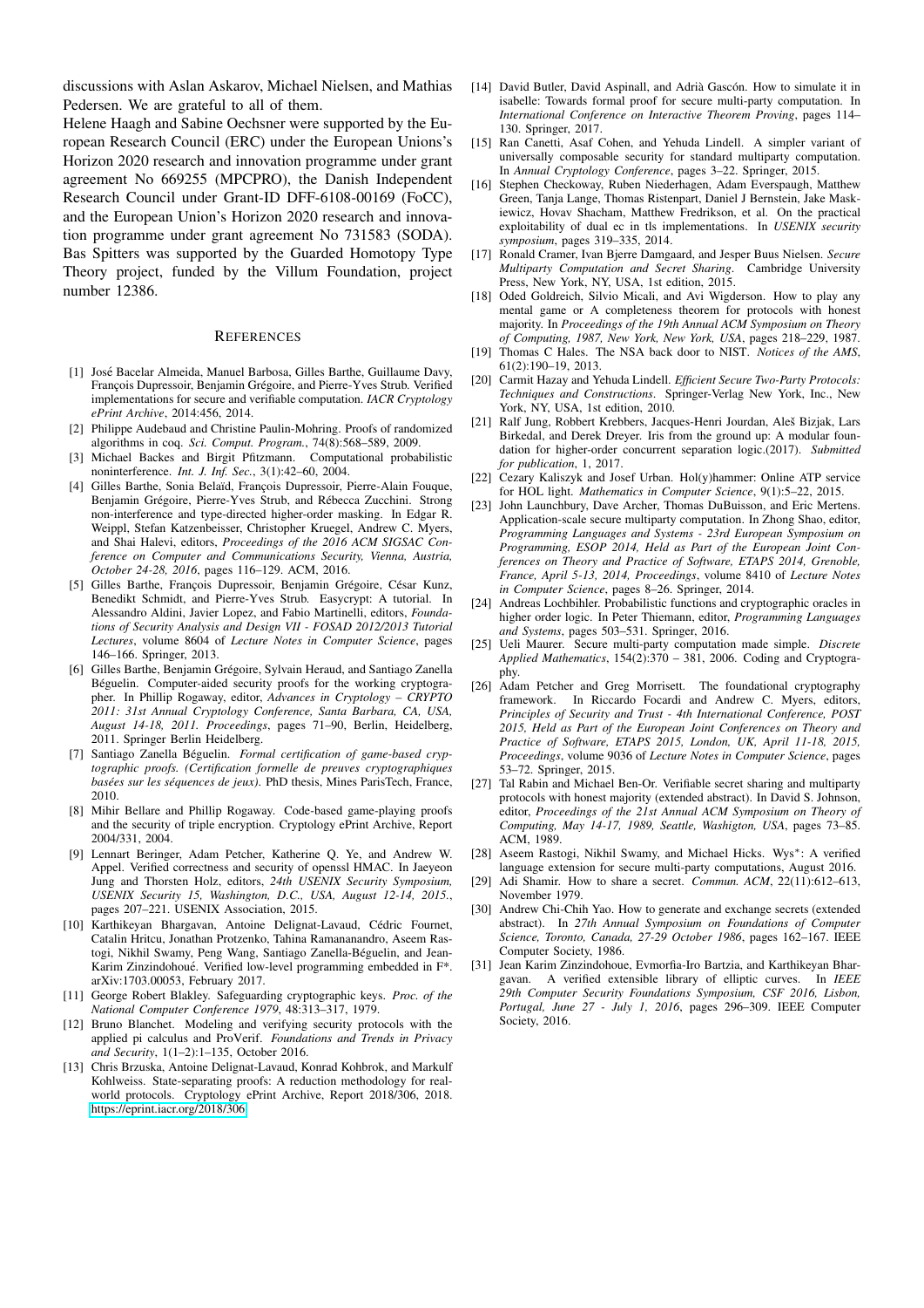discussions with Aslan Askarov, Michael Nielsen, and Mathias Pedersen. We are grateful to all of them.

Helene Haagh and Sabine Oechsner were supported by the European Research Council (ERC) under the European Unions's Horizon 2020 research and innovation programme under grant agreement No 669255 (MPCPRO), the Danish Independent Research Council under Grant-ID DFF-6108-00169 (FoCC), and the European Union's Horizon 2020 research and innovation programme under grant agreement No 731583 (SODA). Bas Spitters was supported by the Guarded Homotopy Type Theory project, funded by the Villum Foundation, project number 12386.

## References

[1] José Bacelar Almeida, Manuel Barbosa, Gilles Barthe, Guillaume Davy, François Dupressoir, Benjamin Grégoire, and Pierre-Yves Strub. Verified implementations for secure and verifiable computation. *IACR Cryptology ePrint Archive*, 2014:456, 2014.

[2] Philippe Audebaud and Christine Paulin-Mohring. Proofs of randomized algorithms in coq. *Sci. Comput. Program.*, 74(8):568–589, 2009.

[3] Michael Backes and Birgit Pfitzmann. Computational probabilistic noninterference. *Int. J. Inf. Sec.*, 3(1):42–60, 2004.

[4] Gilles Barthe, Sonia Belaïd, François Dupressoir, Pierre-Alain Fouque, Benjamin Grégoire, Pierre-Yves Strub, and Rébecca Zucchini. Strong non-interference and type-directed higher-order masking. In Edgar R. Weippl, Stefan Katzenbeisser, Christopher Kruegel, Andrew C. Myers, and Shai Halevi, editors, *Proceedings of the 2016 ACM SIGSAC Conference on Computer and Communications Security, Vienna, Austria, October 24-28, 2016*, pages 116–129. ACM, 2016.

[5] Gilles Barthe, François Dupressoir, Benjamin Grégoire, César Kunz, Benedikt Schmidt, and Pierre-Yves Strub. Easycrypt: A tutorial. In Alessandro Aldini, Javier Lopez, and Fabio Martinelli, editors, *Foundations of Security Analysis and Design VII - FOSAD 2012/2013 Tutorial Lectures*, volume 8604 of *Lecture Notes in Computer Science*, pages 146–166. Springer, 2013.

[6] Gilles Barthe, Benjamin Grégoire, Sylvain Heraud, and Santiago Zanella Béguelin. Computer-aided security proofs for the working cryptographer. In Phillip Rogaway, editor, *Advances in Cryptology – CRYPTO 2011: 31st Annual Cryptology Conference, Santa Barbara, CA, USA, August 14-18, 2011. Proceedings*, pages 71–90, Berlin, Heidelberg, 2011. Springer Berlin Heidelberg.

[7] Santiago Zanella Béguelin. *Formal certification of game-based cryptographic proofs. (Certification formelle de preuves cryptographiques basées sur les séquences de jeux)*. PhD thesis, Mines ParisTech, France, 2010.

[8] Mihir Bellare and Phillip Rogaway. Code-based game-playing proofs and the security of triple encryption. Cryptology ePrint Archive, Report 2004/331, 2004.

[9] Lennart Beringer, Adam Petcher, Katherine Q. Ye, and Andrew W. Appel. Verified correctness and security of openssl HMAC. In Jaeyeon Jung and Thorsten Holz, editors, *24th USENIX Security Symposium, USENIX Security 15, Washington, D.C., USA, August 12-14, 2015.*, pages 207–221. USENIX Association, 2015.

[10] Karthikeyan Bhargavan, Antoine Delignat-Lavaud, Cédric Fournet, Catalin Hritcu, Jonathan Protzenko, Tahina Ramananandro, Aseem Rastogi, Nikhil Swamy, Peng Wang, Santiago Zanella-Béguelin, and Jean-Karim Zinzindohoué. Verified low-level programming embedded in F*. arXiv:1703.00053, February 2017.

[11] George Robert Blakley. Safeguarding cryptographic keys. *Proc. of the National Computer Conference 1979*, 48:313–317, 1979.

[12] Bruno Blanchet. Modeling and verifying security protocols with the applied pi calculus and ProVerif. *Foundations and Trends in Privacy and Security*, 1(1–2):1–135, October 2016.

[13] Chris Brzuska, Antoine Delignat-Lavaud, Konrad Kohbrok, and Markulf Kohlweiss. State-separating proofs: A reduction methodology for real-world protocols. Cryptology ePrint Archive, Report 2018/306, 2018. https://eprint.iacr.org/2018/306.

[14] David Butler, David Aspinall, and Adrià Gascón. How to simulate it in isabelle: Towards formal proof for secure multi-party computation. In *International Conference on Interactive Theorem Proving*, pages 114–130. Springer, 2017.

[15] Ran Canetti, Asaf Cohen, and Yehuda Lindell. A simpler variant of universally composable security for standard multiparty computation. In *Annual Cryptology Conference*, pages 3–22. Springer, 2015.

[16] Stephen Checkoway, Ruben Niederhagen, Adam Everspaugh, Matthew Green, Tanja Lange, Thomas Ristenpart, Daniel J Bernstein, Jake Maskiewicz, Hovav Shacham, Matthew Fredrikson, et al. On the practical exploitability of dual ec in tls implementations. In *USENIX security symposium*, pages 319–335, 2014.

[17] Ronald Cramer, Ivan Bjerre Damgaard, and Jesper Buus Nielsen. *Secure Multiparty Computation and Secret Sharing*. Cambridge University Press, New York, NY, USA, 1st edition, 2015.

[18] Oded Goldreich, Silvio Micali, and Avi Wigderson. How to play any mental game or A completeness theorem for protocols with honest majority. In *Proceedings of the 19th Annual ACM Symposium on Theory of Computing, 1987, New York, New York, USA*, pages 218–229, 1987.

[19] Thomas C Hales. The NSA back door to NIST. *Notices of the AMS*, 61(2):190–19, 2013.

[20] Carmit Hazay and Yehuda Lindell. *Efficient Secure Two-Party Protocols: Techniques and Constructions*. Springer-Verlag New York, Inc., New York, NY, USA, 1st edition, 2010.

[21] Ralf Jung, Robbert Krebbers, Jacques-Henri Jourdan, Aleš Bizjak, Lars Birkedal, and Derek Dreyer. Iris from the ground up: A modular foundation for higher-order concurrent separation logic.(2017). *Submitted for publication*, 1, 2017.

[22] Cezary Kaliszyk and Josef Urban. Hol(y)hammer: Online ATP service for HOL light. *Mathematics in Computer Science*, 9(1):5–22, 2015.

[23] John Launchbury, Dave Archer, Thomas DuBuisson, and Eric Mertens. Application-scale secure multiparty computation. In Zhong Shao, editor, *Programming Languages and Systems - 23rd European Symposium on Programming, ESOP 2014, Held as Part of the European Joint Conferences on Theory and Practice of Software, ETAPS 2014, Grenoble, France, April 5-13, 2014, Proceedings*, volume 8410 of *Lecture Notes in Computer Science*, pages 8–26. Springer, 2014.

[24] Andreas Lochbihler. Probabilistic functions and cryptographic oracles in higher order logic. In Peter Thiemann, editor, *Programming Languages and Systems*, pages 503–531. Springer, 2016.

[25] Ueli Maurer. Secure multi-party computation made simple. *Discrete Applied Mathematics*, 154(2):370 – 381, 2006. Coding and Cryptography.

[26] Adam Petcher and Greg Morrisett. The foundational cryptography framework. In Riccardo Focardi and Andrew C. Myers, editors, *Principles of Security and Trust - 4th International Conference, POST 2015, Held as Part of the European Joint Conferences on Theory and Practice of Software, ETAPS 2015, London, UK, April 11-18, 2015, Proceedings*, volume 9036 of *Lecture Notes in Computer Science*, pages 53–72. Springer, 2015.

[27] Tal Rabin and Michael Ben-Or. Verifiable secret sharing and multiparty protocols with honest majority (extended abstract). In David S. Johnson, editor, *Proceedings of the 21st Annual ACM Symposium on Theory of Computing, May 14-17, 1989, Seattle, Washigton, USA*, pages 73–85. ACM, 1989.

[28] Aseem Rastogi, Nikhil Swamy, and Michael Hicks. Wys*: A verified language extension for secure multi-party computations, August 2016.

[29] Adi Shamir. How to share a secret. *Commun. ACM*, 22(11):612–613, November 1979.

[30] Andrew Chi-Chih Yao. How to generate and exchange secrets (extended abstract). In *27th Annual Symposium on Foundations of Computer Science, Toronto, Canada, 27-29 October 1986*, pages 162–167. IEEE Computer Society, 1986.

[31] Jean Karim Zinzindohoue, Evmorfia-Iro Bartzia, and Karthikeyan Bhargavan. A verified extensible library of elliptic curves. In *IEEE 29th Computer Security Foundations Symposium, CSF 2016, Lisbon, Portugal, June 27 - July 1, 2016*, pages 296–309. IEEE Computer Society, 2016.